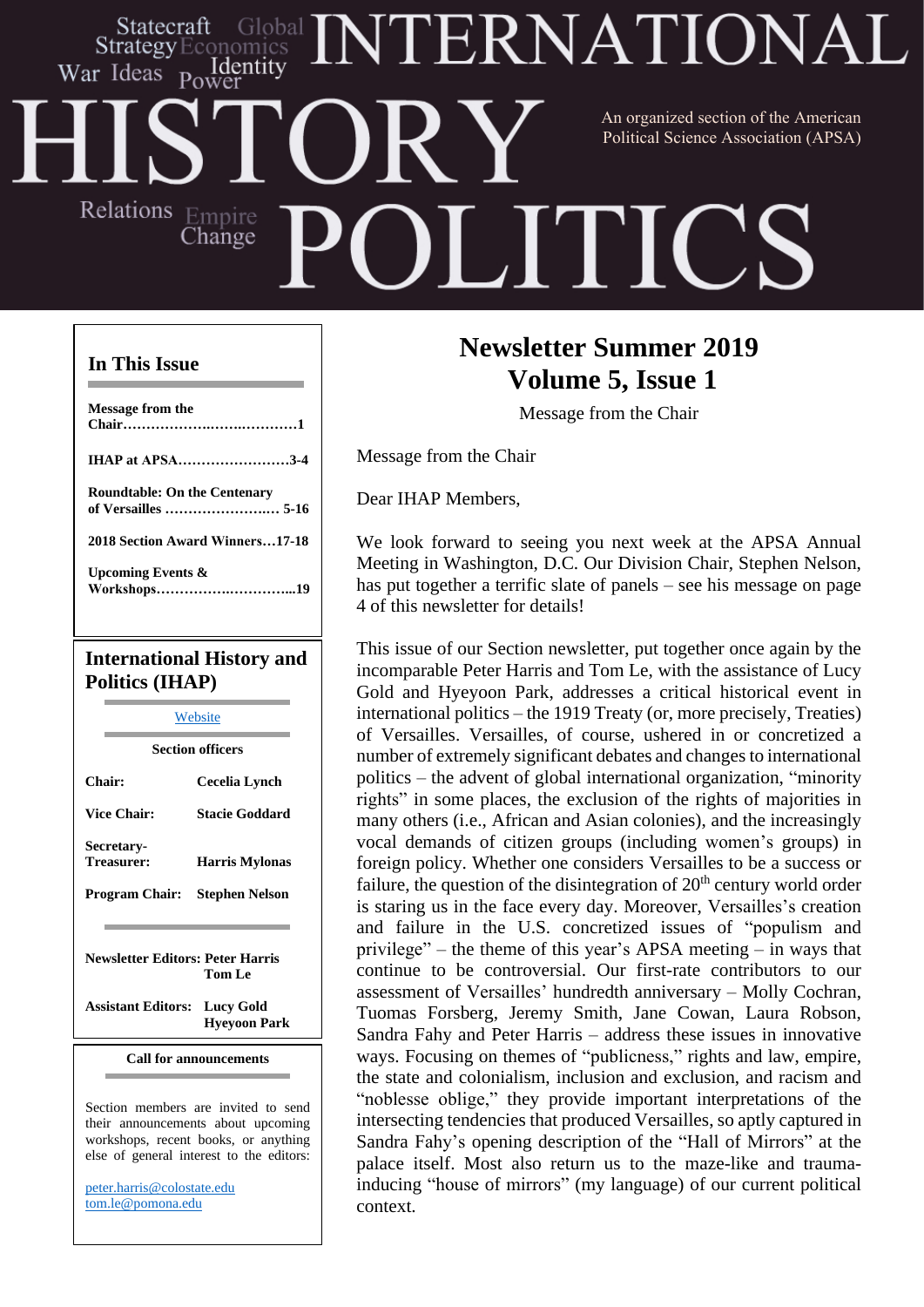# INTERNATIONAL HISTORY POLITICS

Statecraft Global Strategy Economics War Ideas Power Identity Relations Empire Change

An organized section of the American Political Science Association (APSA)

## In This Issue

**Message from the Chair……………………………1**

**IHAP at APSA……………………3-4**

**Roundtable: On the Centenary of Versailles ……………………. 5-16**

**2018 Section Award Winners…17-18**

**Upcoming Events & Workshops…………………………...19**

## International History and Politics (IHAP)

[Website](#)

**Section officers**

| | |
|---|---|
| **Chair:** | **Cecelia Lynch** |
| **Vice Chair:** | **Stacie Goddard** |
| **Secretary-Treasurer:** | **Harris Mylonas** |
| **Program Chair:** | **Stephen Nelson** |

**Newsletter Editors: Peter Harris**
**Tom Le**

**Assistant Editors: Lucy Gold**
**Hyeyoon Park**

**Call for announcements**

Section members are invited to send their announcements about upcoming workshops, recent books, or anything else of general interest to the editors:

peter.harris@colostate.edu
tom.le@pomona.edu

# Newsletter Summer 2019
# Volume 5, Issue 1

Message from the Chair

Message from the Chair

Dear IHAP Members,

We look forward to seeing you next week at the APSA Annual Meeting in Washington, D.C. Our Division Chair, Stephen Nelson, has put together a terrific slate of panels – see his message on page 4 of this newsletter for details!

This issue of our Section newsletter, put together once again by the incomparable Peter Harris and Tom Le, with the assistance of Lucy Gold and Hyeyoon Park, addresses a critical historical event in international politics – the 1919 Treaty (or, more precisely, Treaties) of Versailles. Versailles, of course, ushered in or concretized a number of extremely significant debates and changes to international politics – the advent of global international organization, "minority rights" in some places, the exclusion of the rights of majorities in many others (i.e., African and Asian colonies), and the increasingly vocal demands of citizen groups (including women's groups) in foreign policy. Whether one considers Versailles to be a success or failure, the question of the disintegration of 20th century world order is staring us in the face every day. Moreover, Versailles's creation and failure in the U.S. concretized issues of "populism and privilege" – the theme of this year's APSA meeting – in ways that continue to be controversial. Our first-rate contributors to our assessment of Versailles' hundredth anniversary – Molly Cochran, Tuomas Forsberg, Jeremy Smith, Jane Cowan, Laura Robson, Sandra Fahy and Peter Harris – address these issues in innovative ways. Focusing on themes of "publicness," rights and law, empire, the state and colonialism, inclusion and exclusion, and racism and "noblesse oblige," they provide important interpretations of the intersecting tendencies that produced Versailles, so aptly captured in Sandra Fahy's opening description of the "Hall of Mirrors" at the palace itself. Most also return us to the maze-like and trauma-inducing "house of mirrors" (my language) of our current political context.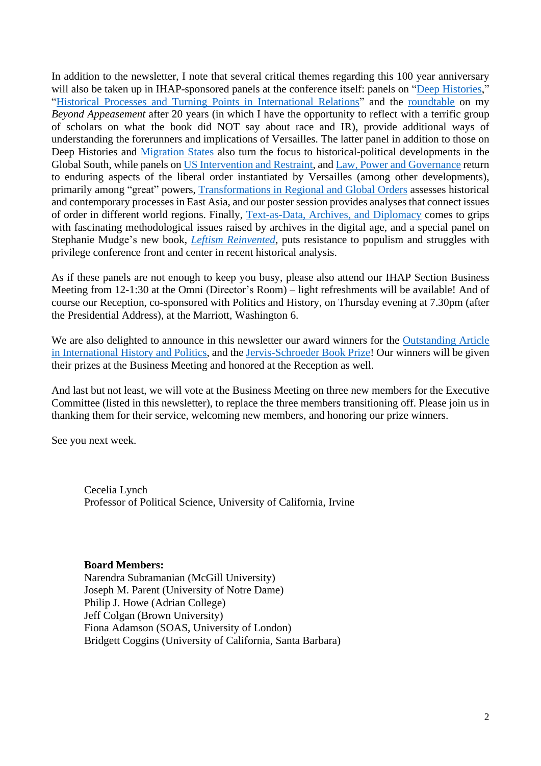In addition to the newsletter, I note that several critical themes regarding this 100 year anniversary will also be taken up in IHAP-sponsored panels at the conference itself: panels on "Deep Histories," "Historical Processes and Turning Points in International Relations" and the roundtable on my *Beyond Appeasement* after 20 years (in which I have the opportunity to reflect with a terrific group of scholars on what the book did NOT say about race and IR), provide additional ways of understanding the forerunners and implications of Versailles. The latter panel in addition to those on Deep Histories and Migration States also turn the focus to historical-political developments in the Global South, while panels on US Intervention and Restraint, and Law, Power and Governance return to enduring aspects of the liberal order instantiated by Versailles (among other developments), primarily among "great" powers, Transformations in Regional and Global Orders assesses historical and contemporary processes in East Asia, and our poster session provides analyses that connect issues of order in different world regions. Finally, Text-as-Data, Archives, and Diplomacy comes to grips with fascinating methodological issues raised by archives in the digital age, and a special panel on Stephanie Mudge's new book, *Leftism Reinvented*, puts resistance to populism and struggles with privilege conference front and center in recent historical analysis.

As if these panels are not enough to keep you busy, please also attend our IHAP Section Business Meeting from 12-1:30 at the Omni (Director's Room) – light refreshments will be available! And of course our Reception, co-sponsored with Politics and History, on Thursday evening at 7.30pm (after the Presidential Address), at the Marriott, Washington 6.

We are also delighted to announce in this newsletter our award winners for the Outstanding Article in International History and Politics, and the Jervis-Schroeder Book Prize! Our winners will be given their prizes at the Business Meeting and honored at the Reception as well.

And last but not least, we will vote at the Business Meeting on three new members for the Executive Committee (listed in this newsletter), to replace the three members transitioning off. Please join us in thanking them for their service, welcoming new members, and honoring our prize winners.

See you next week.

Cecelia Lynch
Professor of Political Science, University of California, Irvine

**Board Members:**
Narendra Subramanian (McGill University)
Joseph M. Parent (University of Notre Dame)
Philip J. Howe (Adrian College)
Jeff Colgan (Brown University)
Fiona Adamson (SOAS, University of London)
Bridgett Coggins (University of California, Santa Barbara)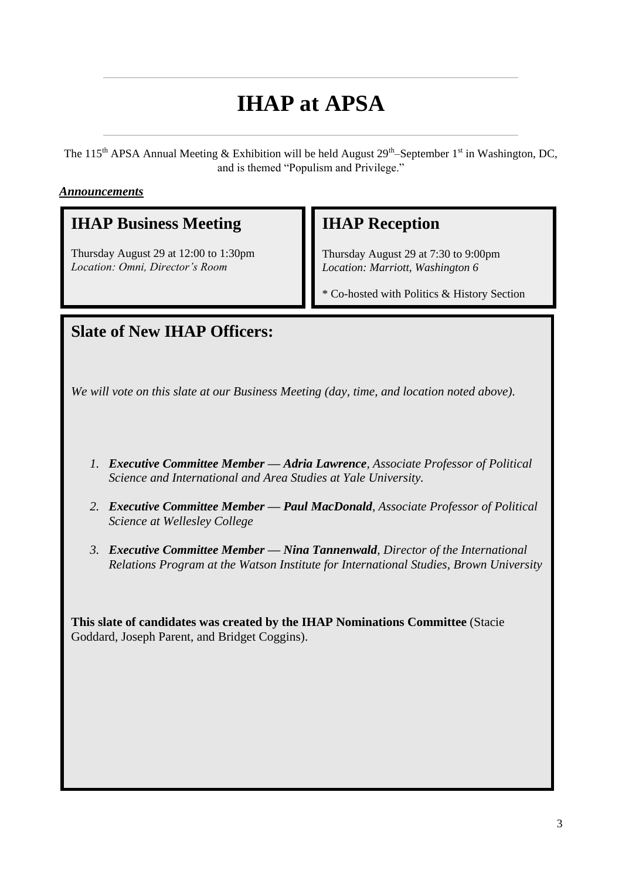# IHAP at APSA

The 115th APSA Annual Meeting & Exhibition will be held August 29th–September 1st in Washington, DC, and is themed "Populism and Privilege."

***Announcements***

## IHAP Business Meeting

Thursday August 29 at 12:00 to 1:30pm
*Location: Omni, Director's Room*

## IHAP Reception

Thursday August 29 at 7:30 to 9:00pm
*Location: Marriott, Washington 6*

* Co-hosted with Politics & History Section

## Slate of New IHAP Officers:

*We will vote on this slate at our Business Meeting (day, time, and location noted above).*

1. ***Executive Committee Member — Adria Lawrence****, Associate Professor of Political Science and International and Area Studies at Yale University.*
2. ***Executive Committee Member — Paul MacDonald****, Associate Professor of Political Science at Wellesley College*
3. ***Executive Committee Member — Nina Tannenwald****, Director of the International Relations Program at the Watson Institute for International Studies, Brown University*

**This slate of candidates was created by the IHAP Nominations Committee** (Stacie Goddard, Joseph Parent, and Bridget Coggins).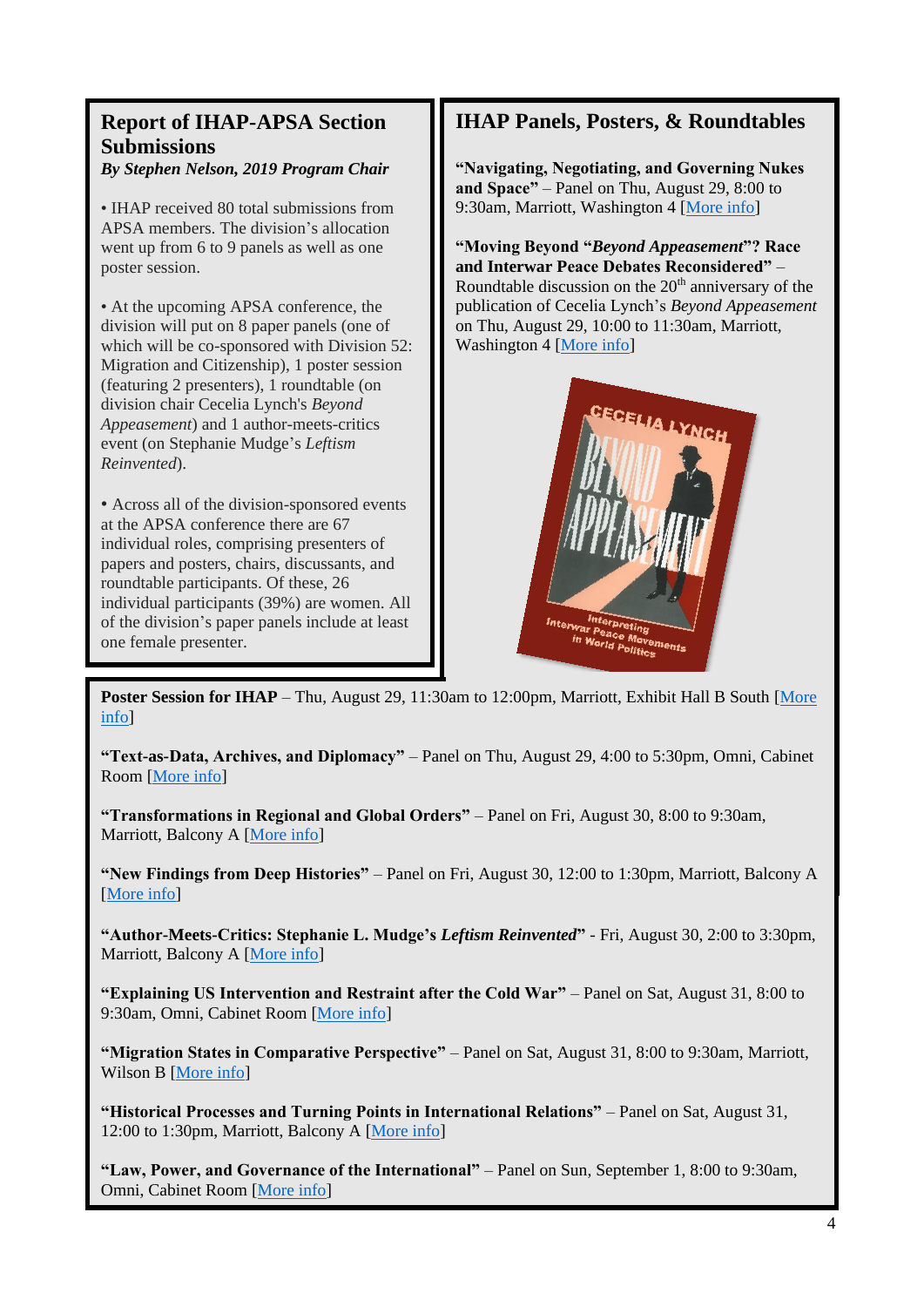## Report of IHAP-APSA Section Submissions

***By Stephen Nelson, 2019 Program Chair***

- IHAP received 80 total submissions from APSA members. The division's allocation went up from 6 to 9 panels as well as one poster session.

- At the upcoming APSA conference, the division will put on 8 paper panels (one of which will be co-sponsored with Division 52: Migration and Citizenship), 1 poster session (featuring 2 presenters), 1 roundtable (on division chair Cecelia Lynch's *Beyond Appeasement*) and 1 author-meets-critics event (on Stephanie Mudge's *Leftism Reinvented*).

- Across all of the division-sponsored events at the APSA conference there are 67 individual roles, comprising presenters of papers and posters, chairs, discussants, and roundtable participants. Of these, 26 individual participants (39%) are women. All of the division's paper panels include at least one female presenter.

## IHAP Panels, Posters, & Roundtables

**"Navigating, Negotiating, and Governing Nukes and Space"** – Panel on Thu, August 29, 8:00 to 9:30am, Marriott, Washington 4 [More info]

**"Moving Beyond "*Beyond Appeasement*"? Race and Interwar Peace Debates Reconsidered"** – Roundtable discussion on the 20th anniversary of the publication of Cecelia Lynch's *Beyond Appeasement* on Thu, August 29, 10:00 to 11:30am, Marriott, Washington 4 [More info]

**Poster Session for IHAP** – Thu, August 29, 11:30am to 12:00pm, Marriott, Exhibit Hall B South [More info]

**"Text-as-Data, Archives, and Diplomacy"** – Panel on Thu, August 29, 4:00 to 5:30pm, Omni, Cabinet Room [More info]

**"Transformations in Regional and Global Orders"** – Panel on Fri, August 30, 8:00 to 9:30am, Marriott, Balcony A [More info]

**"New Findings from Deep Histories"** – Panel on Fri, August 30, 12:00 to 1:30pm, Marriott, Balcony A [More info]

**"Author-Meets-Critics: Stephanie L. Mudge's *Leftism Reinvented*"** - Fri, August 30, 2:00 to 3:30pm, Marriott, Balcony A [More info]

**"Explaining US Intervention and Restraint after the Cold War"** – Panel on Sat, August 31, 8:00 to 9:30am, Omni, Cabinet Room [More info]

**"Migration States in Comparative Perspective"** – Panel on Sat, August 31, 8:00 to 9:30am, Marriott, Wilson B [More info]

**"Historical Processes and Turning Points in International Relations"** – Panel on Sat, August 31, 12:00 to 1:30pm, Marriott, Balcony A [More info]

**"Law, Power, and Governance of the International"** – Panel on Sun, September 1, 8:00 to 9:30am, Omni, Cabinet Room [More info]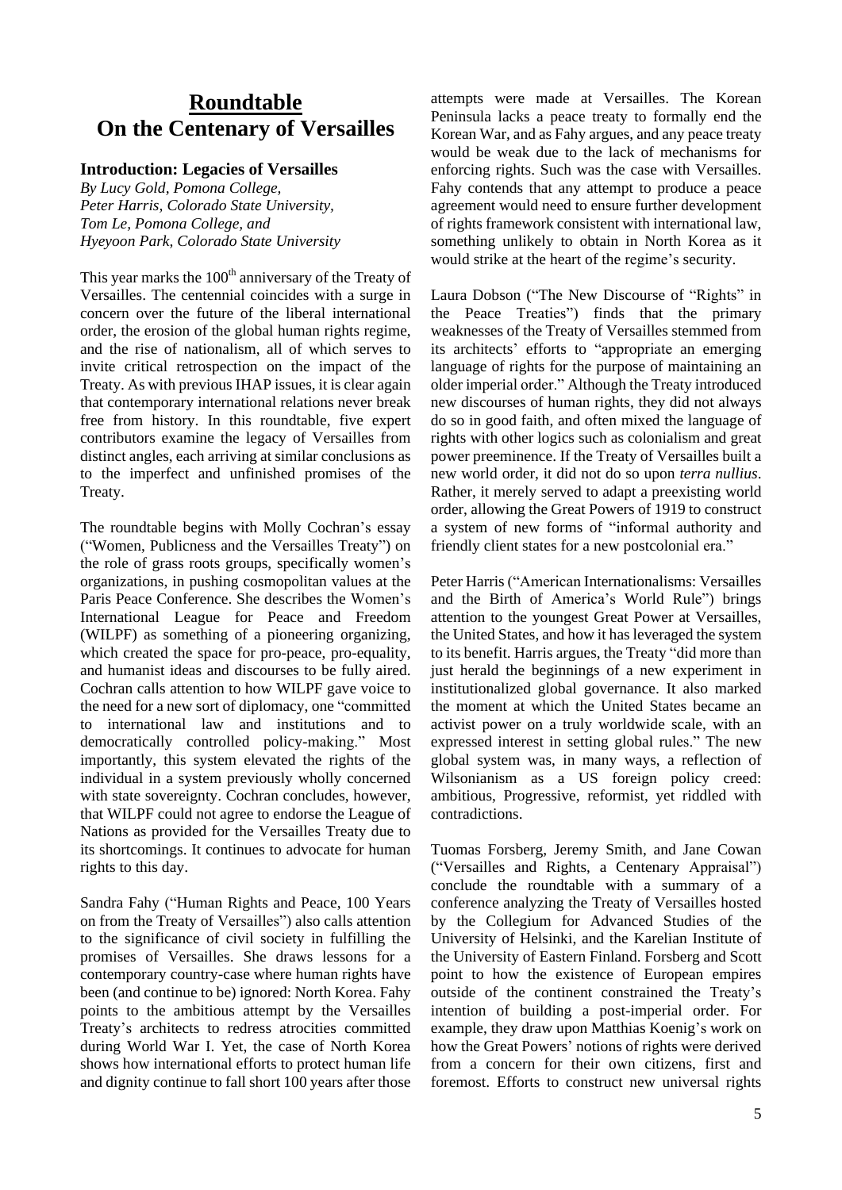# Roundtable
# On the Centenary of Versailles

## Introduction: Legacies of Versailles

*By Lucy Gold, Pomona College, Peter Harris, Colorado State University, Tom Le, Pomona College, and Hyeyoon Park, Colorado State University*

This year marks the 100th anniversary of the Treaty of Versailles. The centennial coincides with a surge in concern over the future of the liberal international order, the erosion of the global human rights regime, and the rise of nationalism, all of which serves to invite critical retrospection on the impact of the Treaty. As with previous IHAP issues, it is clear again that contemporary international relations never break free from history. In this roundtable, five expert contributors examine the legacy of Versailles from distinct angles, each arriving at similar conclusions as to the imperfect and unfinished promises of the Treaty.

The roundtable begins with Molly Cochran's essay ("Women, Publicness and the Versailles Treaty") on the role of grass roots groups, specifically women's organizations, in pushing cosmopolitan values at the Paris Peace Conference. She describes the Women's International League for Peace and Freedom (WILPF) as something of a pioneering organizing, which created the space for pro-peace, pro-equality, and humanist ideas and discourses to be fully aired. Cochran calls attention to how WILPF gave voice to the need for a new sort of diplomacy, one "committed to international law and institutions and to democratically controlled policy-making." Most importantly, this system elevated the rights of the individual in a system previously wholly concerned with state sovereignty. Cochran concludes, however, that WILPF could not agree to endorse the League of Nations as provided for the Versailles Treaty due to its shortcomings. It continues to advocate for human rights to this day.

Sandra Fahy ("Human Rights and Peace, 100 Years on from the Treaty of Versailles") also calls attention to the significance of civil society in fulfilling the promises of Versailles. She draws lessons for a contemporary country-case where human rights have been (and continue to be) ignored: North Korea. Fahy points to the ambitious attempt by the Versailles Treaty's architects to redress atrocities committed during World War I. Yet, the case of North Korea shows how international efforts to protect human life and dignity continue to fall short 100 years after those attempts were made at Versailles. The Korean Peninsula lacks a peace treaty to formally end the Korean War, and as Fahy argues, and any peace treaty would be weak due to the lack of mechanisms for enforcing rights. Such was the case with Versailles. Fahy contends that any attempt to produce a peace agreement would need to ensure further development of rights framework consistent with international law, something unlikely to obtain in North Korea as it would strike at the heart of the regime's security.

Laura Dobson ("The New Discourse of "Rights" in the Peace Treaties") finds that the primary weaknesses of the Treaty of Versailles stemmed from its architects' efforts to "appropriate an emerging language of rights for the purpose of maintaining an older imperial order." Although the Treaty introduced new discourses of human rights, they did not always do so in good faith, and often mixed the language of rights with other logics such as colonialism and great power preeminence. If the Treaty of Versailles built a new world order, it did not do so upon *terra nullius*. Rather, it merely served to adapt a preexisting world order, allowing the Great Powers of 1919 to construct a system of new forms of "informal authority and friendly client states for a new postcolonial era."

Peter Harris ("American Internationalisms: Versailles and the Birth of America's World Rule") brings attention to the youngest Great Power at Versailles, the United States, and how it has leveraged the system to its benefit. Harris argues, the Treaty "did more than just herald the beginnings of a new experiment in institutionalized global governance. It also marked the moment at which the United States became an activist power on a truly worldwide scale, with an expressed interest in setting global rules." The new global system was, in many ways, a reflection of Wilsonianism as a US foreign policy creed: ambitious, Progressive, reformist, yet riddled with contradictions.

Tuomas Forsberg, Jeremy Smith, and Jane Cowan ("Versailles and Rights, a Centenary Appraisal") conclude the roundtable with a summary of a conference analyzing the Treaty of Versailles hosted by the Collegium for Advanced Studies of the University of Helsinki, and the Karelian Institute of the University of Eastern Finland. Forsberg and Scott point to how the existence of European empires outside of the continent constrained the Treaty's intention of building a post-imperial order. For example, they draw upon Matthias Koenig's work on how the Great Powers' notions of rights were derived from a concern for their own citizens, first and foremost. Efforts to construct new universal rights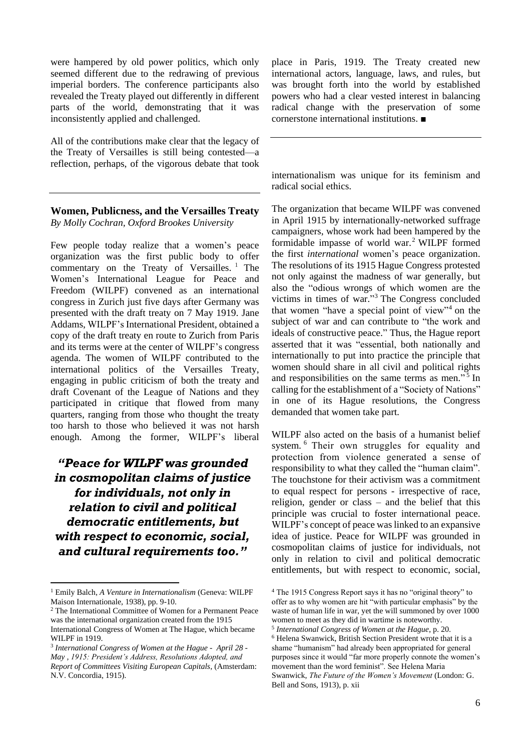were hampered by old power politics, which only seemed different due to the redrawing of previous imperial borders. The conference participants also revealed the Treaty played out differently in different parts of the world, demonstrating that it was inconsistently applied and challenged.

All of the contributions make clear that the legacy of the Treaty of Versailles is still being contested—a reflection, perhaps, of the vigorous debate that took place in Paris, 1919. The Treaty created new international actors, language, laws, and rules, but was brought forth into the world by established powers who had a clear vested interest in balancing radical change with the preservation of some cornerstone international institutions. ■

---

## Women, Publicness, and the Versailles Treaty

*By Molly Cochran, Oxford Brookes University*

Few people today realize that a women's peace organization was the first public body to offer commentary on the Treaty of Versailles. [1] The Women's International League for Peace and Freedom (WILPF) convened as an international congress in Zurich just five days after Germany was presented with the draft treaty on 7 May 1919. Jane Addams, WILPF's International President, obtained a copy of the draft treaty en route to Zurich from Paris and its terms were at the center of WILPF's congress agenda. The women of WILPF contributed to the international politics of the Versailles Treaty, engaging in public criticism of both the treaty and draft Covenant of the League of Nations and they participated in critique that flowed from many quarters, ranging from those who thought the treaty too harsh to those who believed it was not harsh enough. Among the former, WILPF's liberal internationalism was unique for its feminism and radical social ethics.

> ***"Peace for WILPF was grounded in cosmopolitan claims of justice for individuals, not only in relation to civil and political democratic entitlements, but with respect to economic, social, and cultural requirements too."***

The organization that became WILPF was convened in April 1915 by internationally-networked suffrage campaigners, whose work had been hampered by the formidable impasse of world war. [2] WILPF formed the first *international* women's peace organization. The resolutions of its 1915 Hague Congress protested not only against the madness of war generally, but also the "odious wrongs of which women are the victims in times of war."[3] The Congress concluded that women "have a special point of view"[4] on the subject of war and can contribute to "the work and ideals of constructive peace." Thus, the Hague report asserted that it was "essential, both nationally and internationally to put into practice the principle that women should share in all civil and political rights and responsibilities on the same terms as men." [5] In calling for the establishment of a "Society of Nations" in one of its Hague resolutions, the Congress demanded that women take part.

WILPF also acted on the basis of a humanist belief system. [6] Their own struggles for equality and protection from violence generated a sense of responsibility to what they called the "human claim". The touchstone for their activism was a commitment to equal respect for persons - irrespective of race, religion, gender or class – and the belief that this principle was crucial to foster international peace. WILPF's concept of peace was linked to an expansive idea of justice. Peace for WILPF was grounded in cosmopolitan claims of justice for individuals, not only in relation to civil and political democratic entitlements, but with respect to economic, social,

---

[1] Emily Balch, *A Venture in Internationalism* (Geneva: WILPF Maison Internationale, 1938), pp. 9-10.

[2] The International Committee of Women for a Permanent Peace was the international organization created from the 1915 International Congress of Women at The Hague, which became WILPF in 1919.

[3] *International Congress of Women at the Hague - April 28 - May , 1915: President's Address, Resolutions Adopted, and Report of Committees Visiting European Capitals*, (Amsterdam: N.V. Concordia, 1915).

[4] The 1915 Congress Report says it has no "original theory" to offer as to why women are hit "with particular emphasis" by the waste of human life in war, yet the will summoned by over 1000 women to meet as they did in wartime is noteworthy.

[5] *International Congress of Women at the Hague*, p. 20.

[6] Helena Swanwick, British Section President wrote that it is a shame "humanism" had already been appropriated for general purposes since it would "far more properly connote the women's movement than the word feminist". See Helena Maria Swanwick, *The Future of the Women's Movement* (London: G. Bell and Sons, 1913), p. xii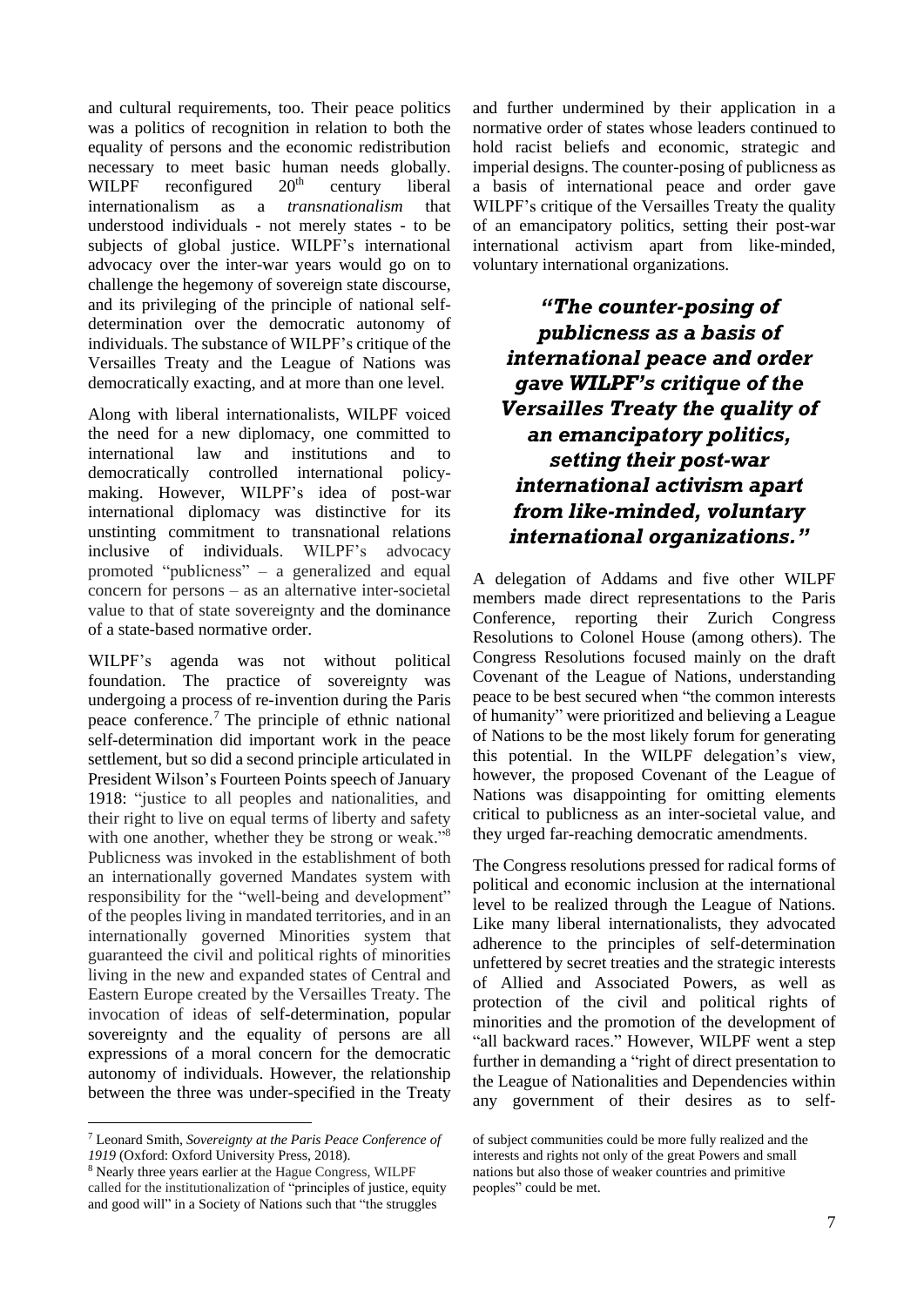and cultural requirements, too. Their peace politics was a politics of recognition in relation to both the equality of persons and the economic redistribution necessary to meet basic human needs globally. WILPF reconfigured 20th century liberal internationalism as a *transnationalism* that understood individuals - not merely states - to be subjects of global justice. WILPF's international advocacy over the inter-war years would go on to challenge the hegemony of sovereign state discourse, and its privileging of the principle of national self-determination over the democratic autonomy of individuals. The substance of WILPF's critique of the Versailles Treaty and the League of Nations was democratically exacting, and at more than one level.

Along with liberal internationalists, WILPF voiced the need for a new diplomacy, one committed to international law and institutions and to democratically controlled international policy-making. However, WILPF's idea of post-war international diplomacy was distinctive for its unstinting commitment to transnational relations inclusive of individuals. WILPF's advocacy promoted "publicness" – a generalized and equal concern for persons – as an alternative inter-societal value to that of state sovereignty and the dominance of a state-based normative order.

WILPF's agenda was not without political foundation. The practice of sovereignty was undergoing a process of re-invention during the Paris peace conference.[7] The principle of ethnic national self-determination did important work in the peace settlement, but so did a second principle articulated in President Wilson's Fourteen Points speech of January 1918: "justice to all peoples and nationalities, and their right to live on equal terms of liberty and safety with one another, whether they be strong or weak."[8] Publicness was invoked in the establishment of both an internationally governed Mandates system with responsibility for the "well-being and development" of the peoples living in mandated territories, and in an internationally governed Minorities system that guaranteed the civil and political rights of minorities living in the new and expanded states of Central and Eastern Europe created by the Versailles Treaty. The invocation of ideas of self-determination, popular sovereignty and the equality of persons are all expressions of a moral concern for the democratic autonomy of individuals. However, the relationship between the three was under-specified in the Treaty and further undermined by their application in a normative order of states whose leaders continued to hold racist beliefs and economic, strategic and imperial designs. The counter-posing of publicness as a basis of international peace and order gave WILPF's critique of the Versailles Treaty the quality of an emancipatory politics, setting their post-war international activism apart from like-minded, voluntary international organizations.

> ***"The counter-posing of publicness as a basis of international peace and order gave WILPF's critique of the Versailles Treaty the quality of an emancipatory politics, setting their post-war international activism apart from like-minded, voluntary international organizations."***

A delegation of Addams and five other WILPF members made direct representations to the Paris Conference, reporting their Zurich Congress Resolutions to Colonel House (among others). The Congress Resolutions focused mainly on the draft Covenant of the League of Nations, understanding peace to be best secured when "the common interests of humanity" were prioritized and believing a League of Nations to be the most likely forum for generating this potential. In the WILPF delegation's view, however, the proposed Covenant of the League of Nations was disappointing for omitting elements critical to publicness as an inter-societal value, and they urged far-reaching democratic amendments.

The Congress resolutions pressed for radical forms of political and economic inclusion at the international level to be realized through the League of Nations. Like many liberal internationalists, they advocated adherence to the principles of self-determination unfettered by secret treaties and the strategic interests of Allied and Associated Powers, as well as protection of the civil and political rights of minorities and the promotion of the development of "all backward races." However, WILPF went a step further in demanding a "right of direct presentation to the League of Nationalities and Dependencies within any government of their desires as to self-

---

[7] Leonard Smith, *Sovereignty at the Paris Peace Conference of 1919* (Oxford: Oxford University Press, 2018).

[8] Nearly three years earlier at the Hague Congress, WILPF called for the institutionalization of "principles of justice, equity and good will" in a Society of Nations such that "the struggles of subject communities could be more fully realized and the interests and rights not only of the great Powers and small nations but also those of weaker countries and primitive peoples" could be met.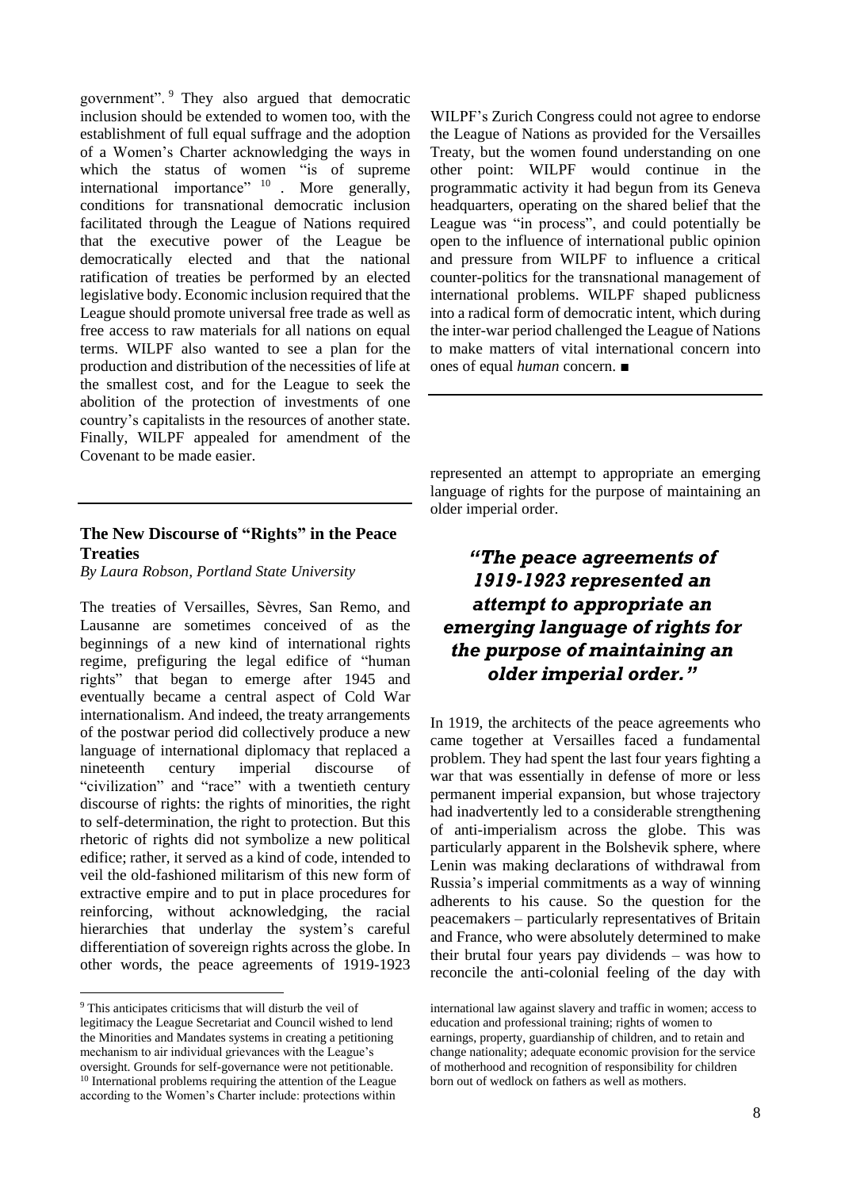government".[9] They also argued that democratic inclusion should be extended to women too, with the establishment of full equal suffrage and the adoption of a Women's Charter acknowledging the ways in which the status of women "is of supreme international importance"[10]. More generally, conditions for transnational democratic inclusion facilitated through the League of Nations required that the executive power of the League be democratically elected and that the national ratification of treaties be performed by an elected legislative body. Economic inclusion required that the League should promote universal free trade as well as free access to raw materials for all nations on equal terms. WILPF also wanted to see a plan for the production and distribution of the necessities of life at the smallest cost, and for the League to seek the abolition of the protection of investments of one country's capitalists in the resources of another state. Finally, WILPF appealed for amendment of the Covenant to be made easier.

WILPF's Zurich Congress could not agree to endorse the League of Nations as provided for the Versailles Treaty, but the women found understanding on one other point: WILPF would continue in the programmatic activity it had begun from its Geneva headquarters, operating on the shared belief that the League was "in process", and could potentially be open to the influence of international public opinion and pressure from WILPF to influence a critical counter-politics for the transnational management of international problems. WILPF shaped publicness into a radical form of democratic intent, which during the inter-war period challenged the League of Nations to make matters of vital international concern into ones of equal *human* concern. ■

## The New Discourse of "Rights" in the Peace Treaties

*By Laura Robson, Portland State University*

The treaties of Versailles, Sèvres, San Remo, and Lausanne are sometimes conceived of as the beginnings of a new kind of international rights regime, prefiguring the legal edifice of "human rights" that began to emerge after 1945 and eventually became a central aspect of Cold War internationalism. And indeed, the treaty arrangements of the postwar period did collectively produce a new language of international diplomacy that replaced a nineteenth century imperial discourse of "civilization" and "race" with a twentieth century discourse of rights: the rights of minorities, the right to self-determination, the right to protection. But this rhetoric of rights did not symbolize a new political edifice; rather, it served as a kind of code, intended to veil the old-fashioned militarism of this new form of extractive empire and to put in place procedures for reinforcing, without acknowledging, the racial hierarchies that underlay the system's careful differentiation of sovereign rights across the globe. In other words, the peace agreements of 1919-1923 represented an attempt to appropriate an emerging language of rights for the purpose of maintaining an older imperial order.

> ***"The peace agreements of 1919-1923 represented an attempt to appropriate an emerging language of rights for the purpose of maintaining an older imperial order."***

In 1919, the architects of the peace agreements who came together at Versailles faced a fundamental problem. They had spent the last four years fighting a war that was essentially in defense of more or less permanent imperial expansion, but whose trajectory had inadvertently led to a considerable strengthening of anti-imperialism across the globe. This was particularly apparent in the Bolshevik sphere, where Lenin was making declarations of withdrawal from Russia's imperial commitments as a way of winning adherents to his cause. So the question for the peacemakers – particularly representatives of Britain and France, who were absolutely determined to make their brutal four years pay dividends – was how to reconcile the anti-colonial feeling of the day with

---

[9] This anticipates criticisms that will disturb the veil of legitimacy the League Secretariat and Council wished to lend the Minorities and Mandates systems in creating a petitioning mechanism to air individual grievances with the League's oversight. Grounds for self-governance were not petitionable.

[10] International problems requiring the attention of the League according to the Women's Charter include: protections within international law against slavery and traffic in women; access to education and professional training; rights of women to earnings, property, guardianship of children, and to retain and change nationality; adequate economic provision for the service of motherhood and recognition of responsibility for children born out of wedlock on fathers as well as mothers.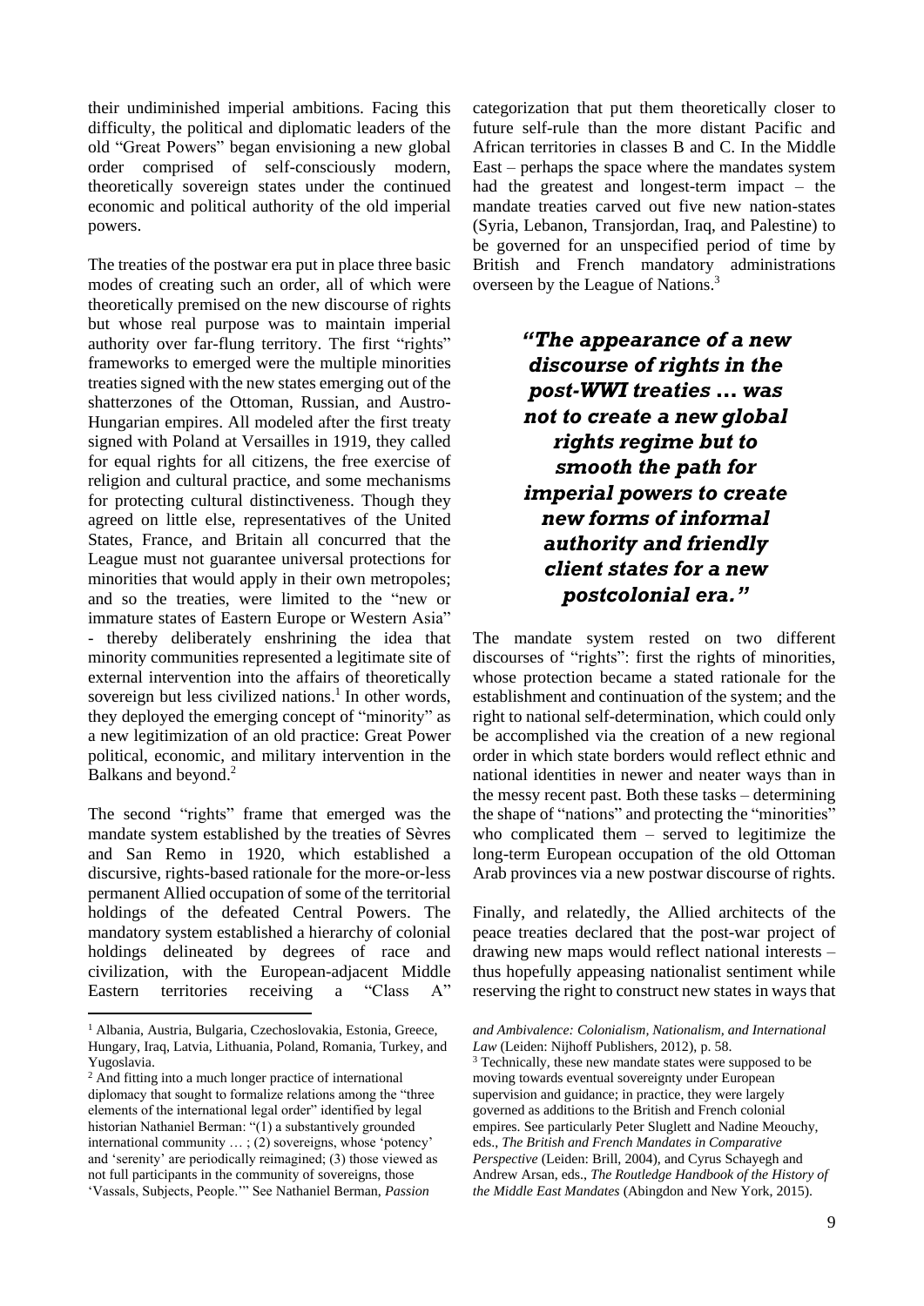their undiminished imperial ambitions. Facing this difficulty, the political and diplomatic leaders of the old "Great Powers" began envisioning a new global order comprised of self-consciously modern, theoretically sovereign states under the continued economic and political authority of the old imperial powers.

The treaties of the postwar era put in place three basic modes of creating such an order, all of which were theoretically premised on the new discourse of rights but whose real purpose was to maintain imperial authority over far-flung territory. The first "rights" frameworks to emerged were the multiple minorities treaties signed with the new states emerging out of the shatterzones of the Ottoman, Russian, and Austro-Hungarian empires. All modeled after the first treaty signed with Poland at Versailles in 1919, they called for equal rights for all citizens, the free exercise of religion and cultural practice, and some mechanisms for protecting cultural distinctiveness. Though they agreed on little else, representatives of the United States, France, and Britain all concurred that the League must not guarantee universal protections for minorities that would apply in their own metropoles; and so the treaties, were limited to the "new or immature states of Eastern Europe or Western Asia" - thereby deliberately enshrining the idea that minority communities represented a legitimate site of external intervention into the affairs of theoretically sovereign but less civilized nations.[1] In other words, they deployed the emerging concept of "minority" as a new legitimization of an old practice: Great Power political, economic, and military intervention in the Balkans and beyond.[2]

The second "rights" frame that emerged was the mandate system established by the treaties of Sèvres and San Remo in 1920, which established a discursive, rights-based rationale for the more-or-less permanent Allied occupation of some of the territorial holdings of the defeated Central Powers. The mandatory system established a hierarchy of colonial holdings delineated by degrees of race and civilization, with the European-adjacent Middle Eastern territories receiving a "Class A" categorization that put them theoretically closer to future self-rule than the more distant Pacific and African territories in classes B and C. In the Middle East – perhaps the space where the mandates system had the greatest and longest-term impact – the mandate treaties carved out five new nation-states (Syria, Lebanon, Transjordan, Iraq, and Palestine) to be governed for an unspecified period of time by British and French mandatory administrations overseen by the League of Nations.[3]

> ***"The appearance of a new discourse of rights in the post-WWI treaties … was not to create a new global rights regime but to smooth the path for imperial powers to create new forms of informal authority and friendly client states for a new postcolonial era."***

The mandate system rested on two different discourses of "rights": first the rights of minorities, whose protection became a stated rationale for the establishment and continuation of the system; and the right to national self-determination, which could only be accomplished via the creation of a new regional order in which state borders would reflect ethnic and national identities in newer and neater ways than in the messy recent past. Both these tasks – determining the shape of "nations" and protecting the "minorities" who complicated them – served to legitimize the long-term European occupation of the old Ottoman Arab provinces via a new postwar discourse of rights.

Finally, and relatedly, the Allied architects of the peace treaties declared that the post-war project of drawing new maps would reflect national interests – thus hopefully appeasing nationalist sentiment while reserving the right to construct new states in ways that

---

[1] Albania, Austria, Bulgaria, Czechoslovakia, Estonia, Greece, Hungary, Iraq, Latvia, Lithuania, Poland, Romania, Turkey, and Yugoslavia.

[2] And fitting into a much longer practice of international diplomacy that sought to formalize relations among the "three elements of the international legal order" identified by legal historian Nathaniel Berman: "(1) a substantively grounded international community … ; (2) sovereigns, whose 'potency' and 'serenity' are periodically reimagined; (3) those viewed as not full participants in the community of sovereigns, those 'Vassals, Subjects, People.'" See Nathaniel Berman, *Passion and Ambivalence: Colonialism, Nationalism, and International Law* (Leiden: Nijhoff Publishers, 2012), p. 58.

[3] Technically, these new mandate states were supposed to be moving towards eventual sovereignty under European supervision and guidance; in practice, they were largely governed as additions to the British and French colonial empires. See particularly Peter Sluglett and Nadine Meouchy, eds., *The British and French Mandates in Comparative Perspective* (Leiden: Brill, 2004), and Cyrus Schayegh and Andrew Arsan, eds., *The Routledge Handbook of the History of the Middle East Mandates* (Abingdon and New York, 2015).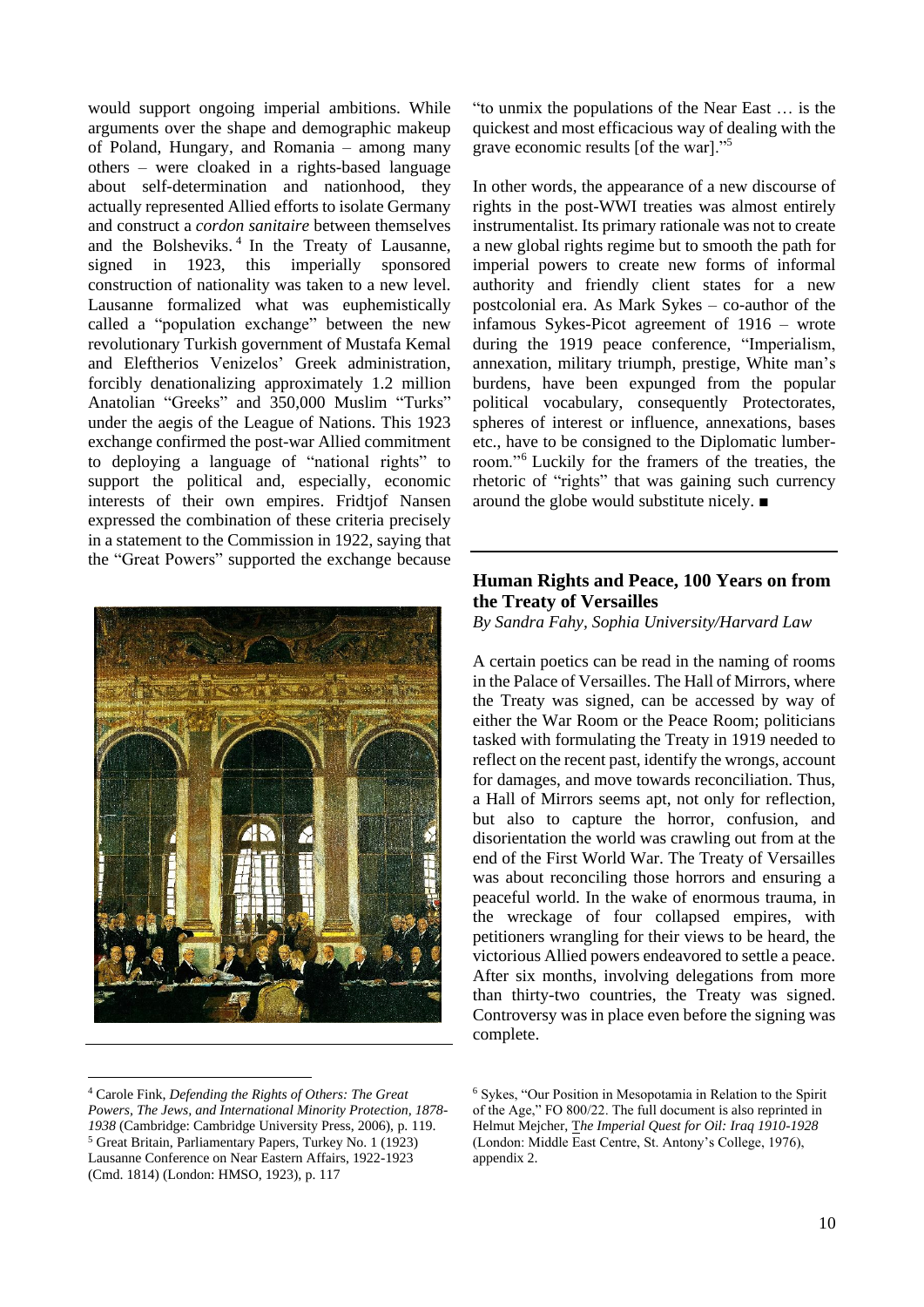would support ongoing imperial ambitions. While arguments over the shape and demographic makeup of Poland, Hungary, and Romania – among many others – were cloaked in a rights-based language about self-determination and nationhood, they actually represented Allied efforts to isolate Germany and construct a *cordon sanitaire* between themselves and the Bolsheviks.[4] In the Treaty of Lausanne, signed in 1923, this imperially sponsored construction of nationality was taken to a new level. Lausanne formalized what was euphemistically called a "population exchange" between the new revolutionary Turkish government of Mustafa Kemal and Eleftherios Venizelos' Greek administration, forcibly denationalizing approximately 1.2 million Anatolian "Greeks" and 350,000 Muslim "Turks" under the aegis of the League of Nations. This 1923 exchange confirmed the post-war Allied commitment to deploying a language of "national rights" to support the political and, especially, economic interests of their own empires. Fridtjof Nansen expressed the combination of these criteria precisely in a statement to the Commission in 1922, saying that the "Great Powers" supported the exchange because "to unmix the populations of the Near East … is the quickest and most efficacious way of dealing with the grave economic results [of the war]."[5]

In other words, the appearance of a new discourse of rights in the post-WWI treaties was almost entirely instrumentalist. Its primary rationale was not to create a new global rights regime but to smooth the path for imperial powers to create new forms of informal authority and friendly client states for a new postcolonial era. As Mark Sykes – co-author of the infamous Sykes-Picot agreement of 1916 – wrote during the 1919 peace conference, "Imperialism, annexation, military triumph, prestige, White man's burdens, have been expunged from the popular political vocabulary, consequently Protectorates, spheres of interest or influence, annexations, bases etc., have to be consigned to the Diplomatic lumber-room."[6] Luckily for the framers of the treaties, the rhetoric of "rights" that was gaining such currency around the globe would substitute nicely. ■

## Human Rights and Peace, 100 Years on from the Treaty of Versailles

*By Sandra Fahy, Sophia University/Harvard Law*

A certain poetics can be read in the naming of rooms in the Palace of Versailles. The Hall of Mirrors, where the Treaty was signed, can be accessed by way of either the War Room or the Peace Room; politicians tasked with formulating the Treaty in 1919 needed to reflect on the recent past, identify the wrongs, account for damages, and move towards reconciliation. Thus, a Hall of Mirrors seems apt, not only for reflection, but also to capture the horror, confusion, and disorientation the world was crawling out from at the end of the First World War. The Treaty of Versailles was about reconciling those horrors and ensuring a peaceful world. In the wake of enormous trauma, in the wreckage of four collapsed empires, with petitioners wrangling for their views to be heard, the victorious Allied powers endeavored to settle a peace. After six months, involving delegations from more than thirty-two countries, the Treaty was signed. Controversy was in place even before the signing was complete.

---

[4] Carole Fink, *Defending the Rights of Others: The Great Powers, The Jews, and International Minority Protection, 1878-1938* (Cambridge: Cambridge University Press, 2006), p. 119.

[5] Great Britain, Parliamentary Papers, Turkey No. 1 (1923) Lausanne Conference on Near Eastern Affairs, 1922-1923 (Cmd. 1814) (London: HMSO, 1923), p. 117

[6] Sykes, "Our Position in Mesopotamia in Relation to the Spirit of the Age," FO 800/22. The full document is also reprinted in Helmut Mejcher, *The Imperial Quest for Oil: Iraq 1910-1928* (London: Middle East Centre, St. Antony's College, 1976), appendix 2.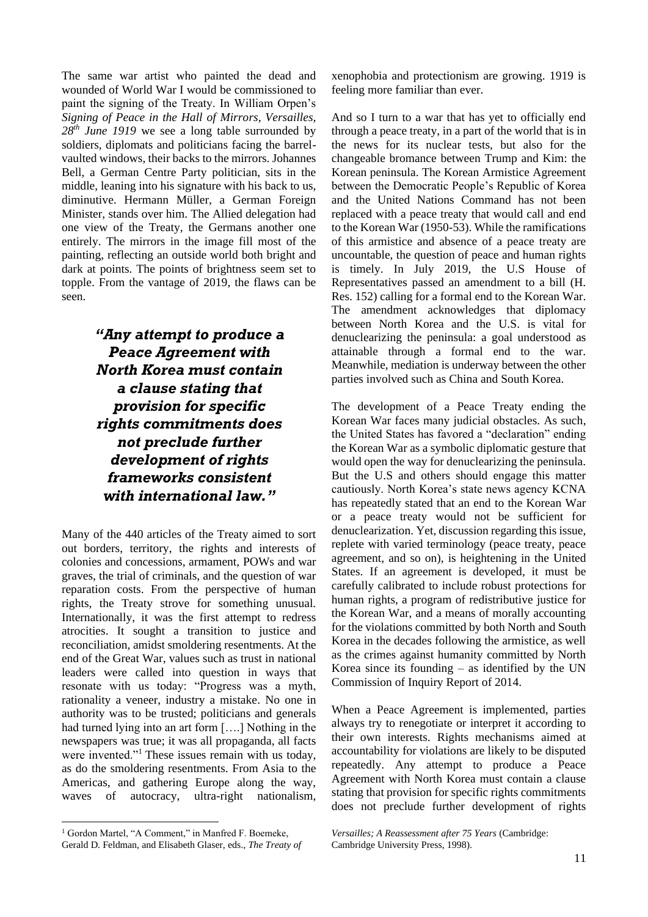The same war artist who painted the dead and wounded of World War I would be commissioned to paint the signing of the Treaty. In William Orpen's *Signing of Peace in the Hall of Mirrors, Versailles, 28th June 1919* we see a long table surrounded by soldiers, diplomats and politicians facing the barrel-vaulted windows, their backs to the mirrors. Johannes Bell, a German Centre Party politician, sits in the middle, leaning into his signature with his back to us, diminutive. Hermann Müller, a German Foreign Minister, stands over him. The Allied delegation had one view of the Treaty, the Germans another one entirely. The mirrors in the image fill most of the painting, reflecting an outside world both bright and dark at points. The points of brightness seem set to topple. From the vantage of 2019, the flaws can be seen.

> ***"Any attempt to produce a Peace Agreement with North Korea must contain a clause stating that provision for specific rights commitments does not preclude further development of rights frameworks consistent with international law."***

Many of the 440 articles of the Treaty aimed to sort out borders, territory, the rights and interests of colonies and concessions, armament, POWs and war graves, the trial of criminals, and the question of war reparation costs. From the perspective of human rights, the Treaty strove for something unusual. Internationally, it was the first attempt to redress atrocities. It sought a transition to justice and reconciliation, amidst smoldering resentments. At the end of the Great War, values such as trust in national leaders were called into question in ways that resonate with us today: "Progress was a myth, rationality a veneer, industry a mistake. No one in authority was to be trusted; politicians and generals had turned lying into an art form [….] Nothing in the newspapers was true; it was all propaganda, all facts were invented."[1] These issues remain with us today, as do the smoldering resentments. From Asia to the Americas, and gathering Europe along the way, waves of autocracy, ultra-right nationalism, xenophobia and protectionism are growing. 1919 is feeling more familiar than ever.

And so I turn to a war that has yet to officially end through a peace treaty, in a part of the world that is in the news for its nuclear tests, but also for the changeable bromance between Trump and Kim: the Korean peninsula. The Korean Armistice Agreement between the Democratic People's Republic of Korea and the United Nations Command has not been replaced with a peace treaty that would call and end to the Korean War (1950-53). While the ramifications of this armistice and absence of a peace treaty are uncountable, the question of peace and human rights is timely. In July 2019, the U.S House of Representatives passed an amendment to a bill (H. Res. 152) calling for a formal end to the Korean War. The amendment acknowledges that diplomacy between North Korea and the U.S. is vital for denuclearizing the peninsula: a goal understood as attainable through a formal end to the war. Meanwhile, mediation is underway between the other parties involved such as China and South Korea.

The development of a Peace Treaty ending the Korean War faces many judicial obstacles. As such, the United States has favored a "declaration" ending the Korean War as a symbolic diplomatic gesture that would open the way for denuclearizing the peninsula. But the U.S and others should engage this matter cautiously. North Korea's state news agency KCNA has repeatedly stated that an end to the Korean War or a peace treaty would not be sufficient for denuclearization. Yet, discussion regarding this issue, replete with varied terminology (peace treaty, peace agreement, and so on), is heightening in the United States. If an agreement is developed, it must be carefully calibrated to include robust protections for human rights, a program of redistributive justice for the Korean War, and a means of morally accounting for the violations committed by both North and South Korea in the decades following the armistice, as well as the crimes against humanity committed by North Korea since its founding – as identified by the UN Commission of Inquiry Report of 2014.

When a Peace Agreement is implemented, parties always try to renegotiate or interpret it according to their own interests. Rights mechanisms aimed at accountability for violations are likely to be disputed repeatedly. Any attempt to produce a Peace Agreement with North Korea must contain a clause stating that provision for specific rights commitments does not preclude further development of rights

---

[1] Gordon Martel, "A Comment," in Manfred F. Boemeke, Gerald D. Feldman, and Elisabeth Glaser, eds., *The Treaty of Versailles; A Reassessment after 75 Years* (Cambridge: Cambridge University Press, 1998).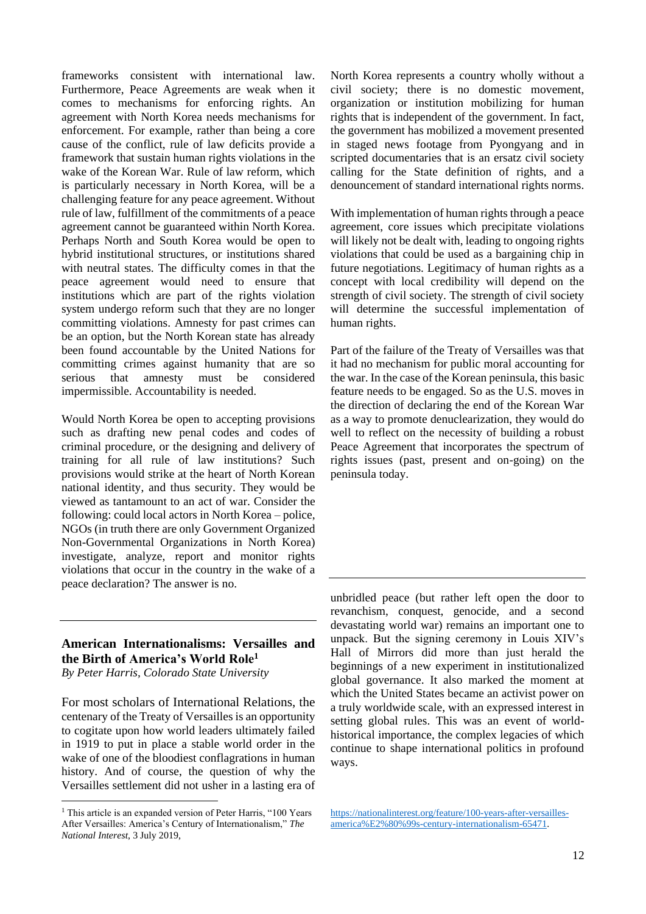frameworks consistent with international law. Furthermore, Peace Agreements are weak when it comes to mechanisms for enforcing rights. An agreement with North Korea needs mechanisms for enforcement. For example, rather than being a core cause of the conflict, rule of law deficits provide a framework that sustain human rights violations in the wake of the Korean War. Rule of law reform, which is particularly necessary in North Korea, will be a challenging feature for any peace agreement. Without rule of law, fulfillment of the commitments of a peace agreement cannot be guaranteed within North Korea. Perhaps North and South Korea would be open to hybrid institutional structures, or institutions shared with neutral states. The difficulty comes in that the peace agreement would need to ensure that institutions which are part of the rights violation system undergo reform such that they are no longer committing violations. Amnesty for past crimes can be an option, but the North Korean state has already been found accountable by the United Nations for committing crimes against humanity that are so serious that amnesty must be considered impermissible. Accountability is needed.

Would North Korea be open to accepting provisions such as drafting new penal codes and codes of criminal procedure, or the designing and delivery of training for all rule of law institutions? Such provisions would strike at the heart of North Korean national identity, and thus security. They would be viewed as tantamount to an act of war. Consider the following: could local actors in North Korea – police, NGOs (in truth there are only Government Organized Non-Governmental Organizations in North Korea) investigate, analyze, report and monitor rights violations that occur in the country in the wake of a peace declaration? The answer is no.

North Korea represents a country wholly without a civil society; there is no domestic movement, organization or institution mobilizing for human rights that is independent of the government. In fact, the government has mobilized a movement presented in staged news footage from Pyongyang and in scripted documentaries that is an ersatz civil society calling for the State definition of rights, and a denouncement of standard international rights norms.

With implementation of human rights through a peace agreement, core issues which precipitate violations will likely not be dealt with, leading to ongoing rights violations that could be used as a bargaining chip in future negotiations. Legitimacy of human rights as a concept with local credibility will depend on the strength of civil society. The strength of civil society will determine the successful implementation of human rights.

Part of the failure of the Treaty of Versailles was that it had no mechanism for public moral accounting for the war. In the case of the Korean peninsula, this basic feature needs to be engaged. So as the U.S. moves in the direction of declaring the end of the Korean War as a way to promote denuclearization, they would do well to reflect on the necessity of building a robust Peace Agreement that incorporates the spectrum of rights issues (past, present and on-going) on the peninsula today.

---

## American Internationalisms: Versailles and the Birth of America's World Role[1]

*By Peter Harris, Colorado State University*

For most scholars of International Relations, the centenary of the Treaty of Versailles is an opportunity to cogitate upon how world leaders ultimately failed in 1919 to put in place a stable world order in the wake of one of the bloodiest conflagrations in human history. And of course, the question of why the Versailles settlement did not usher in a lasting era of unbridled peace (but rather left open the door to revanchism, conquest, genocide, and a second devastating world war) remains an important one to unpack. But the signing ceremony in Louis XIV's Hall of Mirrors did more than just herald the beginnings of a new experiment in institutionalized global governance. It also marked the moment at which the United States became an activist power on a truly worldwide scale, with an expressed interest in setting global rules. This was an event of world-historical importance, the complex legacies of which continue to shape international politics in profound ways.

[1] This article is an expanded version of Peter Harris, "100 Years After Versailles: America's Century of Internationalism," *The National Interest*, 3 July 2019, https://nationalinterest.org/feature/100-years-after-versailles-america%E2%80%99s-century-internationalism-65471.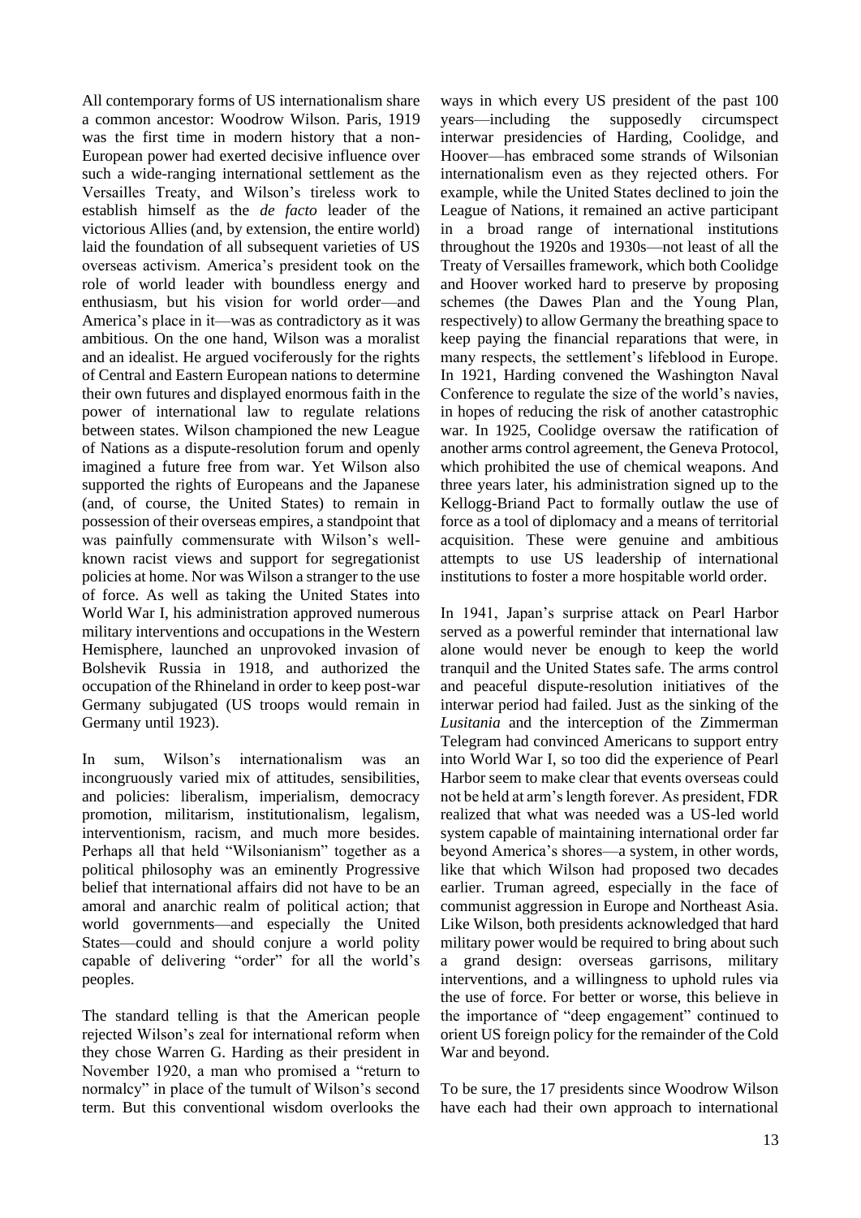All contemporary forms of US internationalism share a common ancestor: Woodrow Wilson. Paris, 1919 was the first time in modern history that a non-European power had exerted decisive influence over such a wide-ranging international settlement as the Versailles Treaty, and Wilson's tireless work to establish himself as the *de facto* leader of the victorious Allies (and, by extension, the entire world) laid the foundation of all subsequent varieties of US overseas activism. America's president took on the role of world leader with boundless energy and enthusiasm, but his vision for world order—and America's place in it—was as contradictory as it was ambitious. On the one hand, Wilson was a moralist and an idealist. He argued vociferously for the rights of Central and Eastern European nations to determine their own futures and displayed enormous faith in the power of international law to regulate relations between states. Wilson championed the new League of Nations as a dispute-resolution forum and openly imagined a future free from war. Yet Wilson also supported the rights of Europeans and the Japanese (and, of course, the United States) to remain in possession of their overseas empires, a standpoint that was painfully commensurate with Wilson's well-known racist views and support for segregationist policies at home. Nor was Wilson a stranger to the use of force. As well as taking the United States into World War I, his administration approved numerous military interventions and occupations in the Western Hemisphere, launched an unprovoked invasion of Bolshevik Russia in 1918, and authorized the occupation of the Rhineland in order to keep post-war Germany subjugated (US troops would remain in Germany until 1923).

In sum, Wilson's internationalism was an incongruously varied mix of attitudes, sensibilities, and policies: liberalism, imperialism, democracy promotion, militarism, institutionalism, legalism, interventionism, racism, and much more besides. Perhaps all that held "Wilsonianism" together as a political philosophy was an eminently Progressive belief that international affairs did not have to be an amoral and anarchic realm of political action; that world governments—and especially the United States—could and should conjure a world polity capable of delivering "order" for all the world's peoples.

The standard telling is that the American people rejected Wilson's zeal for international reform when they chose Warren G. Harding as their president in November 1920, a man who promised a "return to normalcy" in place of the tumult of Wilson's second term. But this conventional wisdom overlooks the ways in which every US president of the past 100 years—including the supposedly circumspect interwar presidencies of Harding, Coolidge, and Hoover—has embraced some strands of Wilsonian internationalism even as they rejected others. For example, while the United States declined to join the League of Nations, it remained an active participant in a broad range of international institutions throughout the 1920s and 1930s—not least of all the Treaty of Versailles framework, which both Coolidge and Hoover worked hard to preserve by proposing schemes (the Dawes Plan and the Young Plan, respectively) to allow Germany the breathing space to keep paying the financial reparations that were, in many respects, the settlement's lifeblood in Europe. In 1921, Harding convened the Washington Naval Conference to regulate the size of the world's navies, in hopes of reducing the risk of another catastrophic war. In 1925, Coolidge oversaw the ratification of another arms control agreement, the Geneva Protocol, which prohibited the use of chemical weapons. And three years later, his administration signed up to the Kellogg-Briand Pact to formally outlaw the use of force as a tool of diplomacy and a means of territorial acquisition. These were genuine and ambitious attempts to use US leadership of international institutions to foster a more hospitable world order.

In 1941, Japan's surprise attack on Pearl Harbor served as a powerful reminder that international law alone would never be enough to keep the world tranquil and the United States safe. The arms control and peaceful dispute-resolution initiatives of the interwar period had failed. Just as the sinking of the *Lusitania* and the interception of the Zimmerman Telegram had convinced Americans to support entry into World War I, so too did the experience of Pearl Harbor seem to make clear that events overseas could not be held at arm's length forever. As president, FDR realized that what was needed was a US-led world system capable of maintaining international order far beyond America's shores—a system, in other words, like that which Wilson had proposed two decades earlier. Truman agreed, especially in the face of communist aggression in Europe and Northeast Asia. Like Wilson, both presidents acknowledged that hard military power would be required to bring about such a grand design: overseas garrisons, military interventions, and a willingness to uphold rules via the use of force. For better or worse, this believe in the importance of "deep engagement" continued to orient US foreign policy for the remainder of the Cold War and beyond.

To be sure, the 17 presidents since Woodrow Wilson have each had their own approach to international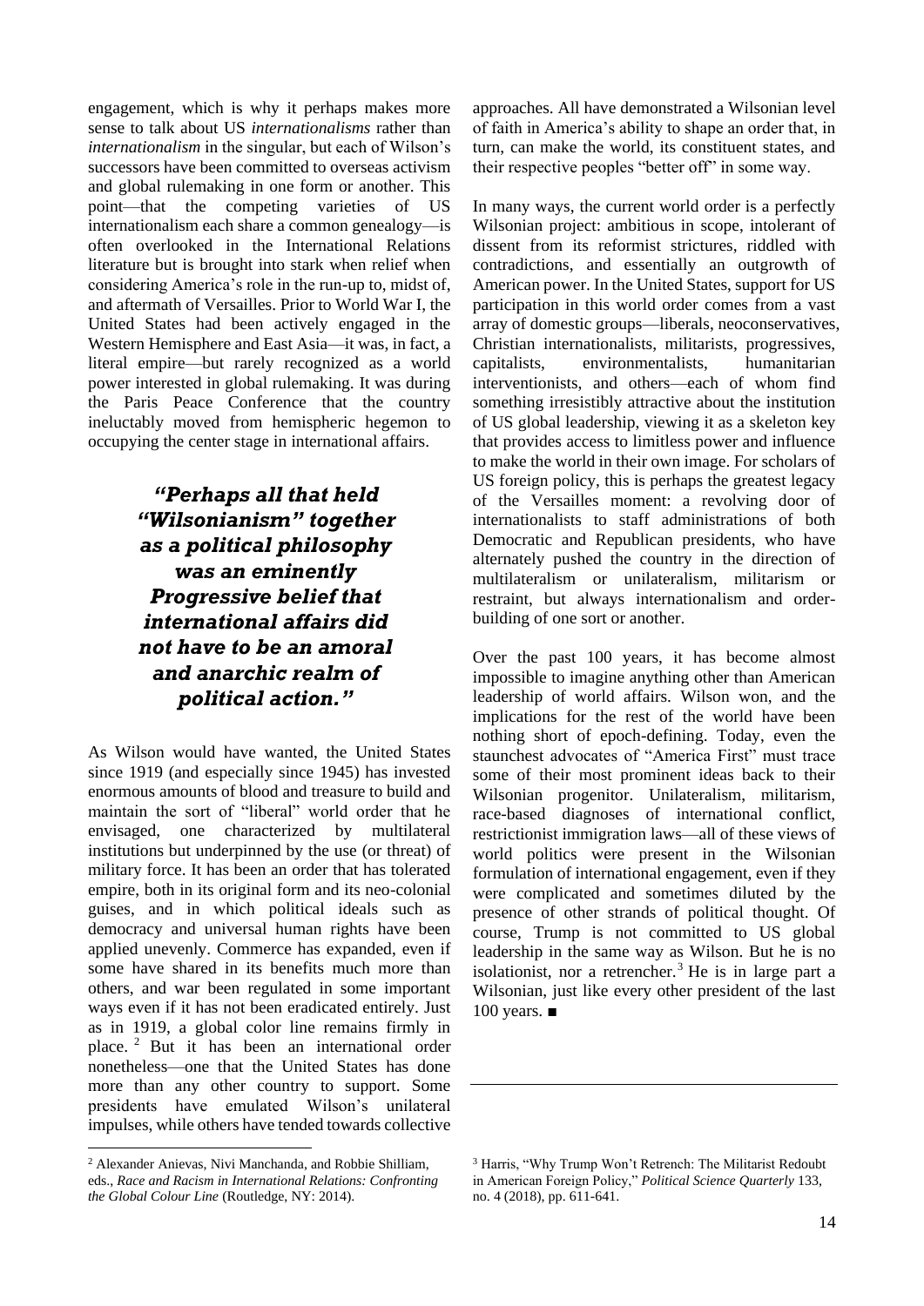engagement, which is why it perhaps makes more sense to talk about US *internationalisms* rather than *internationalism* in the singular, but each of Wilson's successors have been committed to overseas activism and global rulemaking in one form or another. This point—that the competing varieties of US internationalism each share a common genealogy—is often overlooked in the International Relations literature but is brought into stark when relief when considering America's role in the run-up to, midst of, and aftermath of Versailles. Prior to World War I, the United States had been actively engaged in the Western Hemisphere and East Asia—it was, in fact, a literal empire—but rarely recognized as a world power interested in global rulemaking. It was during the Paris Peace Conference that the country ineluctably moved from hemispheric hegemon to occupying the center stage in international affairs.

> ***"Perhaps all that held "Wilsonianism" together as a political philosophy was an eminently Progressive belief that international affairs did not have to be an amoral and anarchic realm of political action."***

As Wilson would have wanted, the United States since 1919 (and especially since 1945) has invested enormous amounts of blood and treasure to build and maintain the sort of "liberal" world order that he envisaged, one characterized by multilateral institutions but underpinned by the use (or threat) of military force. It has been an order that has tolerated empire, both in its original form and its neo-colonial guises, and in which political ideals such as democracy and universal human rights have been applied unevenly. Commerce has expanded, even if some have shared in its benefits much more than others, and war been regulated in some important ways even if it has not been eradicated entirely. Just as in 1919, a global color line remains firmly in place. [2] But it has been an international order nonetheless—one that the United States has done more than any other country to support. Some presidents have emulated Wilson's unilateral impulses, while others have tended towards collective approaches. All have demonstrated a Wilsonian level of faith in America's ability to shape an order that, in turn, can make the world, its constituent states, and their respective peoples "better off" in some way.

In many ways, the current world order is a perfectly Wilsonian project: ambitious in scope, intolerant of dissent from its reformist strictures, riddled with contradictions, and essentially an outgrowth of American power. In the United States, support for US participation in this world order comes from a vast array of domestic groups—liberals, neoconservatives, Christian internationalists, militarists, progressives, capitalists, environmentalists, humanitarian interventionists, and others—each of whom find something irresistibly attractive about the institution of US global leadership, viewing it as a skeleton key that provides access to limitless power and influence to make the world in their own image. For scholars of US foreign policy, this is perhaps the greatest legacy of the Versailles moment: a revolving door of internationalists to staff administrations of both Democratic and Republican presidents, who have alternately pushed the country in the direction of multilateralism or unilateralism, militarism or restraint, but always internationalism and order-building of one sort or another.

Over the past 100 years, it has become almost impossible to imagine anything other than American leadership of world affairs. Wilson won, and the implications for the rest of the world have been nothing short of epoch-defining. Today, even the staunchest advocates of "America First" must trace some of their most prominent ideas back to their Wilsonian progenitor. Unilateralism, militarism, race-based diagnoses of international conflict, restrictionist immigration laws—all of these views of world politics were present in the Wilsonian formulation of international engagement, even if they were complicated and sometimes diluted by the presence of other strands of political thought. Of course, Trump is not committed to US global leadership in the same way as Wilson. But he is no isolationist, nor a retrencher. [3] He is in large part a Wilsonian, just like every other president of the last 100 years. ■

---

[2] Alexander Anievas, Nivi Manchanda, and Robbie Shilliam, eds., *Race and Racism in International Relations: Confronting the Global Colour Line* (Routledge, NY: 2014).

[3] Harris, "Why Trump Won't Retrench: The Militarist Redoubt in American Foreign Policy," *Political Science Quarterly* 133, no. 4 (2018), pp. 611-641.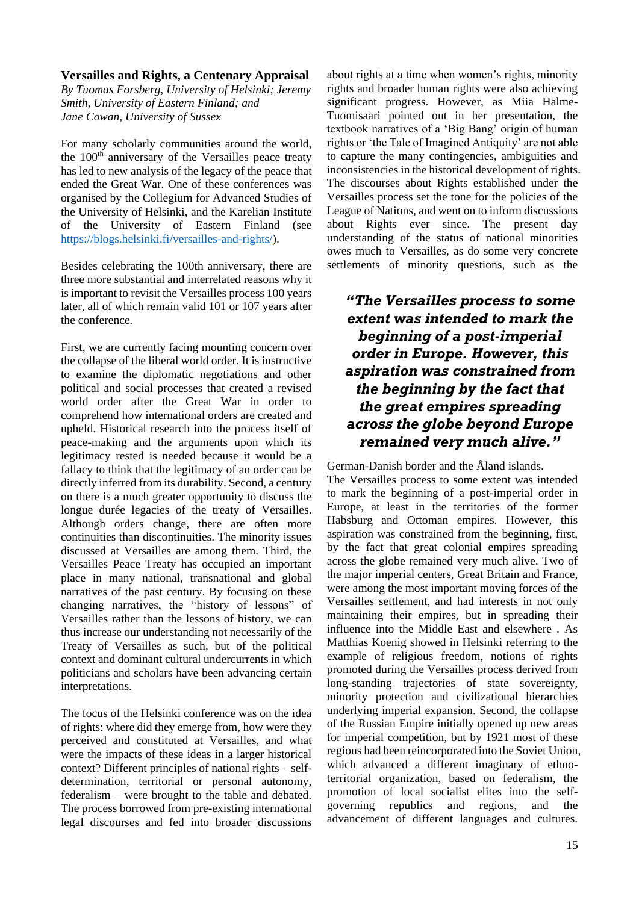### Versailles and Rights, a Centenary Appraisal

*By Tuomas Forsberg, University of Helsinki; Jeremy Smith, University of Eastern Finland; and Jane Cowan, University of Sussex*

For many scholarly communities around the world, the 100th anniversary of the Versailles peace treaty has led to new analysis of the legacy of the peace that ended the Great War. One of these conferences was organised by the Collegium for Advanced Studies of the University of Helsinki, and the Karelian Institute of the University of Eastern Finland (see https://blogs.helsinki.fi/versailles-and-rights/).

Besides celebrating the 100th anniversary, there are three more substantial and interrelated reasons why it is important to revisit the Versailles process 100 years later, all of which remain valid 101 or 107 years after the conference.

First, we are currently facing mounting concern over the collapse of the liberal world order. It is instructive to examine the diplomatic negotiations and other political and social processes that created a revised world order after the Great War in order to comprehend how international orders are created and upheld. Historical research into the process itself of peace-making and the arguments upon which its legitimacy rested is needed because it would be a fallacy to think that the legitimacy of an order can be directly inferred from its durability. Second, a century on there is a much greater opportunity to discuss the longue durée legacies of the treaty of Versailles. Although orders change, there are often more continuities than discontinuities. The minority issues discussed at Versailles are among them. Third, the Versailles Peace Treaty has occupied an important place in many national, transnational and global narratives of the past century. By focusing on these changing narratives, the "history of lessons" of Versailles rather than the lessons of history, we can thus increase our understanding not necessarily of the Treaty of Versailles as such, but of the political context and dominant cultural undercurrents in which politicians and scholars have been advancing certain interpretations.

The focus of the Helsinki conference was on the idea of rights: where did they emerge from, how were they perceived and constituted at Versailles, and what were the impacts of these ideas in a larger historical context? Different principles of national rights – self-determination, territorial or personal autonomy, federalism – were brought to the table and debated. The process borrowed from pre-existing international legal discourses and fed into broader discussions about rights at a time when women's rights, minority rights and broader human rights were also achieving significant progress. However, as Miia Halme-Tuomisaari pointed out in her presentation, the textbook narratives of a 'Big Bang' origin of human rights or 'the Tale of Imagined Antiquity' are not able to capture the many contingencies, ambiguities and inconsistencies in the historical development of rights. The discourses about Rights established under the Versailles process set the tone for the policies of the League of Nations, and went on to inform discussions about Rights ever since. The present day understanding of the status of national minorities owes much to Versailles, as do some very concrete settlements of minority questions, such as the German-Danish border and the Åland islands.

> ***"The Versailles process to some extent was intended to mark the beginning of a post-imperial order in Europe. However, this aspiration was constrained from the beginning by the fact that the great empires spreading across the globe beyond Europe remained very much alive."***

The Versailles process to some extent was intended to mark the beginning of a post-imperial order in Europe, at least in the territories of the former Habsburg and Ottoman empires. However, this aspiration was constrained from the beginning, first, by the fact that great colonial empires spreading across the globe remained very much alive. Two of the major imperial centers, Great Britain and France, were among the most important moving forces of the Versailles settlement, and had interests in not only maintaining their empires, but in spreading their influence into the Middle East and elsewhere . As Matthias Koenig showed in Helsinki referring to the example of religious freedom, notions of rights promoted during the Versailles process derived from long-standing trajectories of state sovereignty, minority protection and civilizational hierarchies underlying imperial expansion. Second, the collapse of the Russian Empire initially opened up new areas for imperial competition, but by 1921 most of these regions had been reincorporated into the Soviet Union, which advanced a different imaginary of ethno-territorial organization, based on federalism, the promotion of local socialist elites into the self-governing republics and regions, and the advancement of different languages and cultures.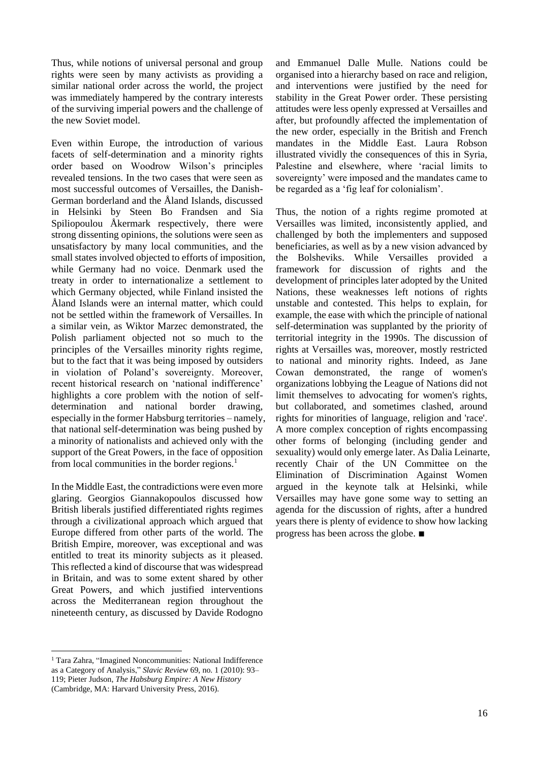Thus, while notions of universal personal and group rights were seen by many activists as providing a similar national order across the world, the project was immediately hampered by the contrary interests of the surviving imperial powers and the challenge of the new Soviet model.

Even within Europe, the introduction of various facets of self-determination and a minority rights order based on Woodrow Wilson's principles revealed tensions. In the two cases that were seen as most successful outcomes of Versailles, the Danish-German borderland and the Åland Islands, discussed in Helsinki by Steen Bo Frandsen and Sia Spiliopoulou Åkermark respectively, there were strong dissenting opinions, the solutions were seen as unsatisfactory by many local communities, and the small states involved objected to efforts of imposition, while Germany had no voice. Denmark used the treaty in order to internationalize a settlement to which Germany objected, while Finland insisted the Åland Islands were an internal matter, which could not be settled within the framework of Versailles. In a similar vein, as Wiktor Marzec demonstrated, the Polish parliament objected not so much to the principles of the Versailles minority rights regime, but to the fact that it was being imposed by outsiders in violation of Poland's sovereignty. Moreover, recent historical research on 'national indifference' highlights a core problem with the notion of self-determination and national border drawing, especially in the former Habsburg territories – namely, that national self-determination was being pushed by a minority of nationalists and achieved only with the support of the Great Powers, in the face of opposition from local communities in the border regions.[1]

In the Middle East, the contradictions were even more glaring. Georgios Giannakopoulos discussed how British liberals justified differentiated rights regimes through a civilizational approach which argued that Europe differed from other parts of the world. The British Empire, moreover, was exceptional and was entitled to treat its minority subjects as it pleased. This reflected a kind of discourse that was widespread in Britain, and was to some extent shared by other Great Powers, and which justified interventions across the Mediterranean region throughout the nineteenth century, as discussed by Davide Rodogno and Emmanuel Dalle Mulle. Nations could be organised into a hierarchy based on race and religion, and interventions were justified by the need for stability in the Great Power order. These persisting attitudes were less openly expressed at Versailles and after, but profoundly affected the implementation of the new order, especially in the British and French mandates in the Middle East. Laura Robson illustrated vividly the consequences of this in Syria, Palestine and elsewhere, where 'racial limits to sovereignty' were imposed and the mandates came to be regarded as a 'fig leaf for colonialism'.

Thus, the notion of a rights regime promoted at Versailles was limited, inconsistently applied, and challenged by both the implementers and supposed beneficiaries, as well as by a new vision advanced by the Bolsheviks. While Versailles provided a framework for discussion of rights and the development of principles later adopted by the United Nations, these weaknesses left notions of rights unstable and contested. This helps to explain, for example, the ease with which the principle of national self-determination was supplanted by the priority of territorial integrity in the 1990s. The discussion of rights at Versailles was, moreover, mostly restricted to national and minority rights. Indeed, as Jane Cowan demonstrated, the range of women's organizations lobbying the League of Nations did not limit themselves to advocating for women's rights, but collaborated, and sometimes clashed, around rights for minorities of language, religion and 'race'. A more complex conception of rights encompassing other forms of belonging (including gender and sexuality) would only emerge later. As Dalia Leinarte, recently Chair of the UN Committee on the Elimination of Discrimination Against Women argued in the keynote talk at Helsinki, while Versailles may have gone some way to setting an agenda for the discussion of rights, after a hundred years there is plenty of evidence to show how lacking progress has been across the globe. ■

---

[1] Tara Zahra, "Imagined Noncommunities: National Indifference as a Category of Analysis," *Slavic Review* 69, no. 1 (2010): 93–119; Pieter Judson, *The Habsburg Empire: A New History* (Cambridge, MA: Harvard University Press, 2016).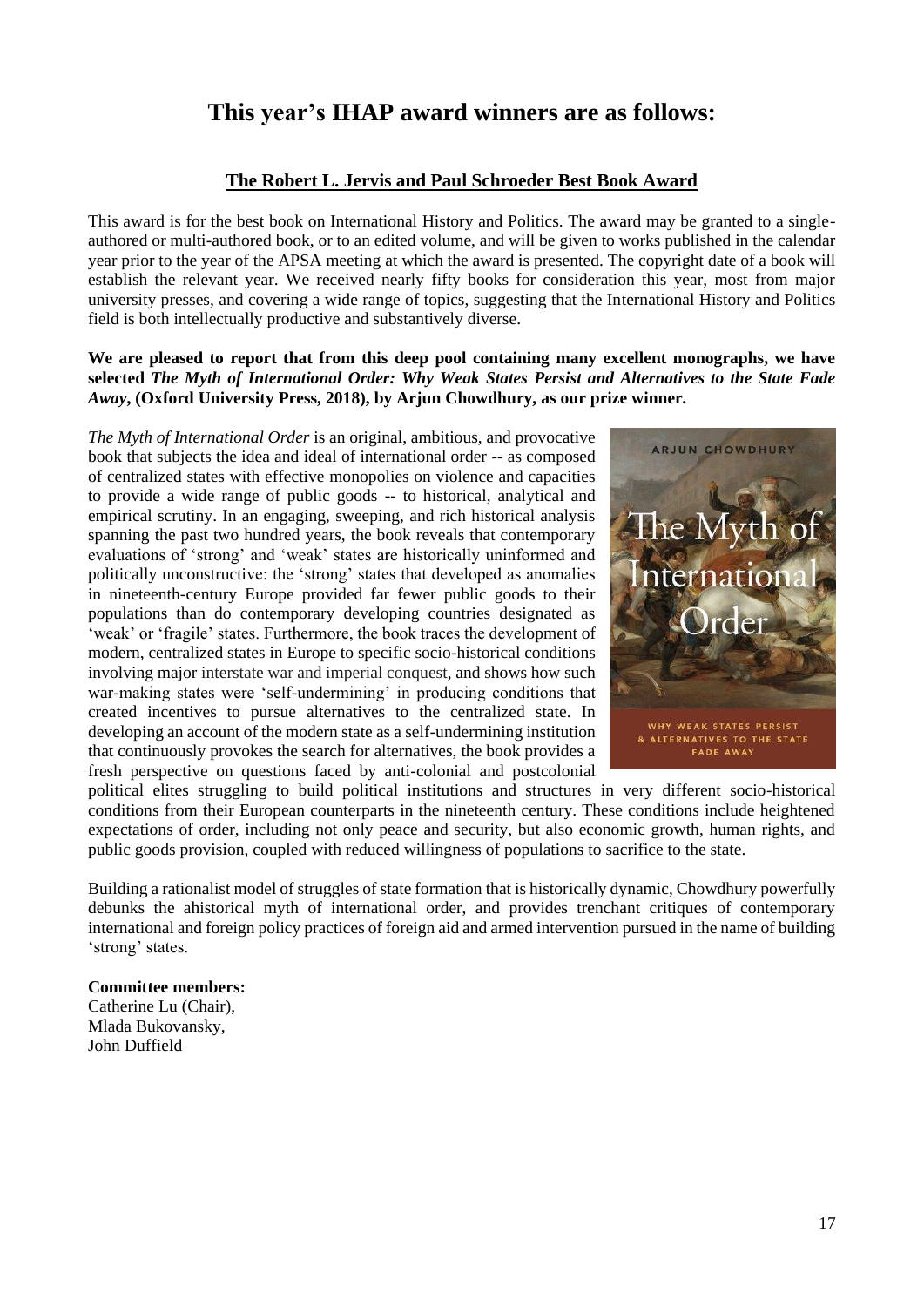# This year's IHAP award winners are as follows:

## The Robert L. Jervis and Paul Schroeder Best Book Award

This award is for the best book on International History and Politics. The award may be granted to a single-authored or multi-authored book, or to an edited volume, and will be given to works published in the calendar year prior to the year of the APSA meeting at which the award is presented. The copyright date of a book will establish the relevant year. We received nearly fifty books for consideration this year, most from major university presses, and covering a wide range of topics, suggesting that the International History and Politics field is both intellectually productive and substantively diverse.

**We are pleased to report that from this deep pool containing many excellent monographs, we have selected *The Myth of International Order: Why Weak States Persist and Alternatives to the State Fade Away*, (Oxford University Press, 2018), by Arjun Chowdhury, as our prize winner.**

*The Myth of International Order* is an original, ambitious, and provocative book that subjects the idea and ideal of international order -- as composed of centralized states with effective monopolies on violence and capacities to provide a wide range of public goods -- to historical, analytical and empirical scrutiny. In an engaging, sweeping, and rich historical analysis spanning the past two hundred years, the book reveals that contemporary evaluations of 'strong' and 'weak' states are historically uninformed and politically unconstructive: the 'strong' states that developed as anomalies in nineteenth-century Europe provided far fewer public goods to their populations than do contemporary developing countries designated as 'weak' or 'fragile' states. Furthermore, the book traces the development of modern, centralized states in Europe to specific socio-historical conditions involving major interstate war and imperial conquest, and shows how such war-making states were 'self-undermining' in producing conditions that created incentives to pursue alternatives to the centralized state. In developing an account of the modern state as a self-undermining institution that continuously provokes the search for alternatives, the book provides a fresh perspective on questions faced by anti-colonial and postcolonial political elites struggling to build political institutions and structures in very different socio-historical conditions from their European counterparts in the nineteenth century. These conditions include heightened expectations of order, including not only peace and security, but also economic growth, human rights, and public goods provision, coupled with reduced willingness of populations to sacrifice to the state.

Building a rationalist model of struggles of state formation that is historically dynamic, Chowdhury powerfully debunks the ahistorical myth of international order, and provides trenchant critiques of contemporary international and foreign policy practices of foreign aid and armed intervention pursued in the name of building 'strong' states.

**Committee members:**
Catherine Lu (Chair),
Mlada Bukovansky,
John Duffield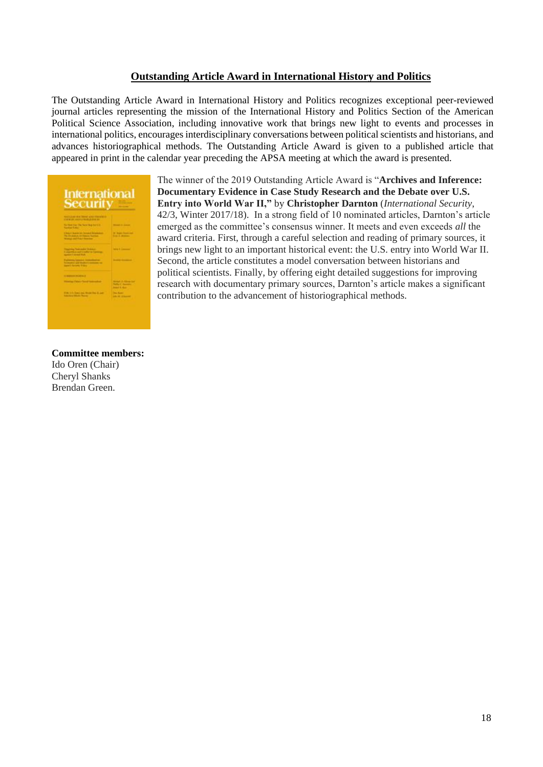## Outstanding Article Award in International History and Politics

The Outstanding Article Award in International History and Politics recognizes exceptional peer-reviewed journal articles representing the mission of the International History and Politics Section of the American Political Science Association, including innovative work that brings new light to events and processes in international politics, encourages interdisciplinary conversations between political scientists and historians, and advances historiographical methods. The Outstanding Article Award is given to a published article that appeared in print in the calendar year preceding the APSA meeting at which the award is presented.

The winner of the 2019 Outstanding Article Award is "**Archives and Inference: Documentary Evidence in Case Study Research and the Debate over U.S. Entry into World War II,"** by **Christopher Darnton** (*International Security*, 42/3, Winter 2017/18). In a strong field of 10 nominated articles, Darnton's article emerged as the committee's consensus winner. It meets and even exceeds *all* the award criteria. First, through a careful selection and reading of primary sources, it brings new light to an important historical event: the U.S. entry into World War II. Second, the article constitutes a model conversation between historians and political scientists. Finally, by offering eight detailed suggestions for improving research with documentary primary sources, Darnton's article makes a significant contribution to the advancement of historiographical methods.

**Committee members:**
Ido Oren (Chair)
Cheryl Shanks
Brendan Green.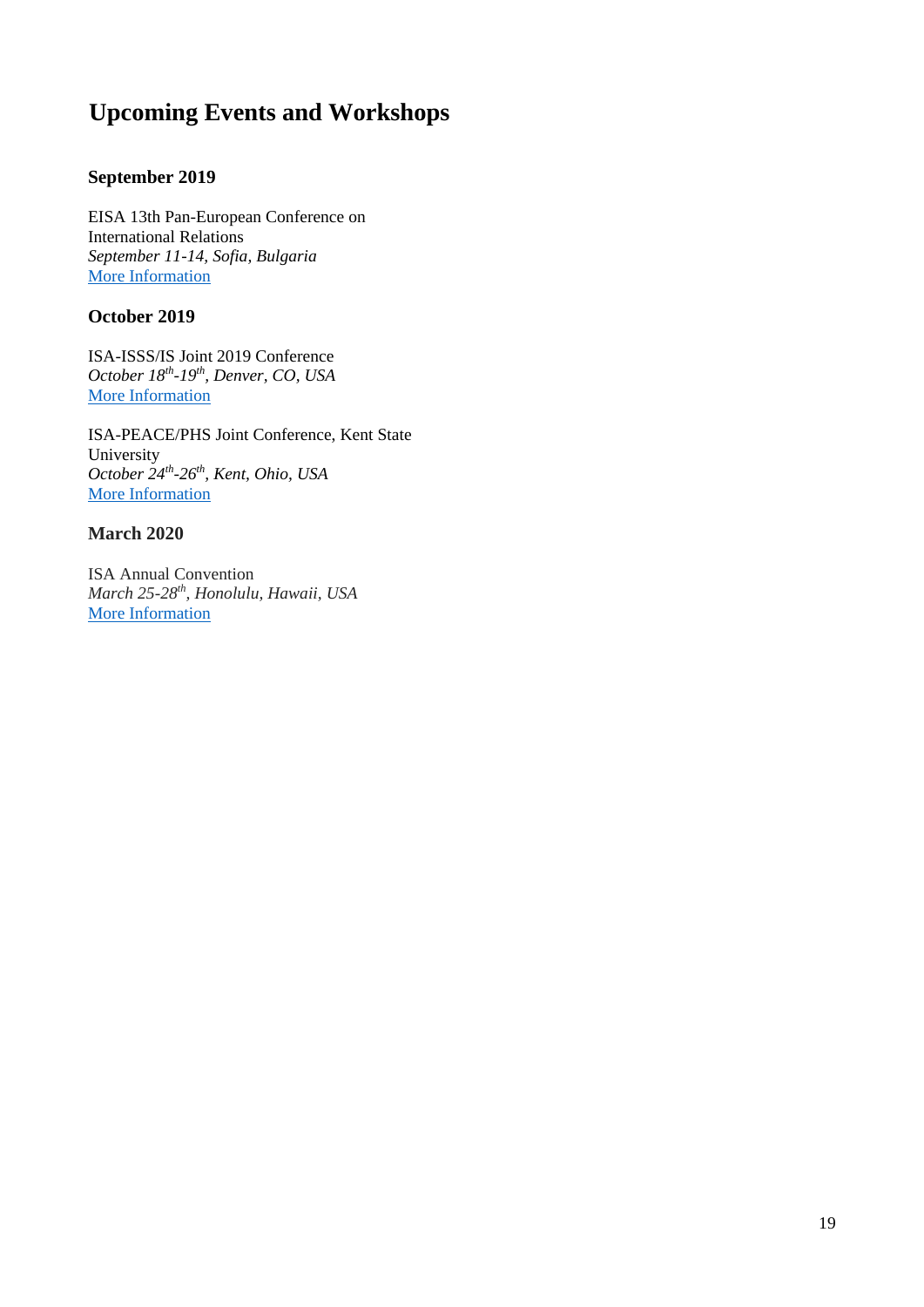# Upcoming Events and Workshops

### September 2019

EISA 13th Pan-European Conference on International Relations
*September 11-14, Sofia, Bulgaria*
More Information

### October 2019

ISA-ISSS/IS Joint 2019 Conference
*October 18th-19th, Denver, CO, USA*
More Information

ISA-PEACE/PHS Joint Conference, Kent State University
*October 24th-26th, Kent, Ohio, USA*
More Information

### March 2020

ISA Annual Convention
*March 25-28th, Honolulu, Hawaii, USA*
More Information